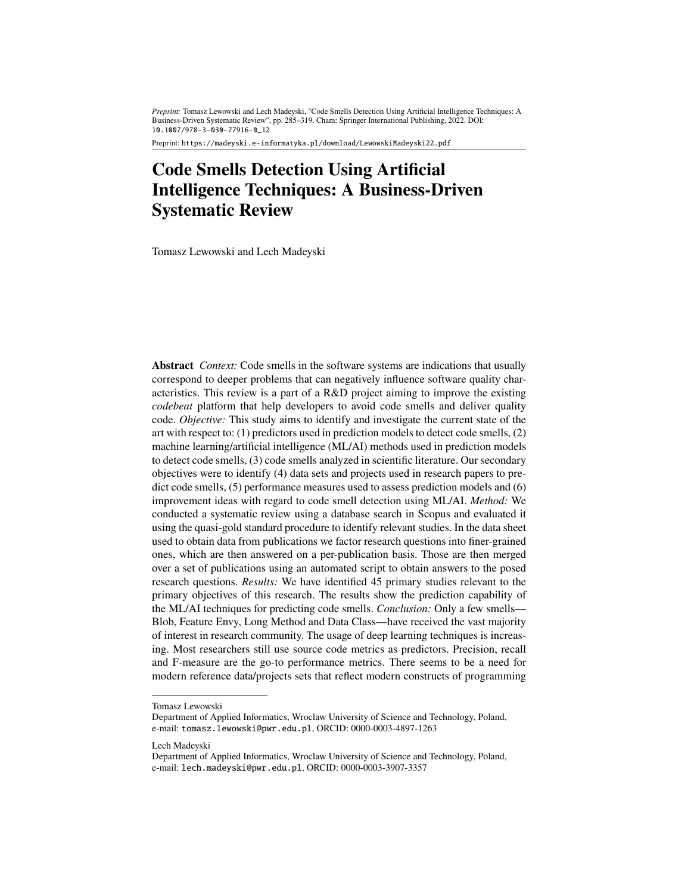*Preprint:* Tomasz Lewowski and Lech Madeyski, "Code Smells Detection Using Artificial Intelligence Techniques: A Business-Driven Systematic Review", pp. 285–319. Cham: Springer International Publishing, 2022. DOI: 10.1007/978-3-030-77916-0_12

Preprint: https://madeyski.e-informatyka.pl/download/LewowskiMadeyski22.pdf

# Code Smells Detection Using Artificial Intelligence Techniques: A Business-Driven Systematic Review

Tomasz Lewowski and Lech Madeyski

**Abstract** *Context:* Code smells in the software systems are indications that usually correspond to deeper problems that can negatively influence software quality characteristics. This review is a part of a R&D project aiming to improve the existing *codebeat* platform that help developers to avoid code smells and deliver quality code. *Objective:* This study aims to identify and investigate the current state of the art with respect to: (1) predictors used in prediction models to detect code smells, (2) machine learning/artificial intelligence (ML/AI) methods used in prediction models to detect code smells, (3) code smells analyzed in scientific literature. Our secondary objectives were to identify (4) data sets and projects used in research papers to predict code smells, (5) performance measures used to assess prediction models and (6) improvement ideas with regard to code smell detection using ML/AI. *Method:* We conducted a systematic review using a database search in Scopus and evaluated it using the quasi-gold standard procedure to identify relevant studies. In the data sheet used to obtain data from publications we factor research questions into finer-grained ones, which are then answered on a per-publication basis. Those are then merged over a set of publications using an automated script to obtain answers to the posed research questions. *Results:* We have identified 45 primary studies relevant to the primary objectives of this research. The results show the prediction capability of the ML/AI techniques for predicting code smells. *Conclusion:* Only a few smells—Blob, Feature Envy, Long Method and Data Class—have received the vast majority of interest in research community. The usage of deep learning techniques is increasing. Most researchers still use source code metrics as predictors. Precision, recall and F-measure are the go-to performance metrics. There seems to be a need for modern reference data/projects sets that reflect modern constructs of programming

---

Tomasz Lewowski
Department of Applied Informatics, Wroclaw University of Science and Technology, Poland,
e-mail: tomasz.lewowski@pwr.edu.pl, ORCID: 0000-0003-4897-1263

Lech Madeyski
Department of Applied Informatics, Wroclaw University of Science and Technology, Poland,
e-mail: lech.madeyski@pwr.edu.pl, ORCID: 0000-0003-3907-3357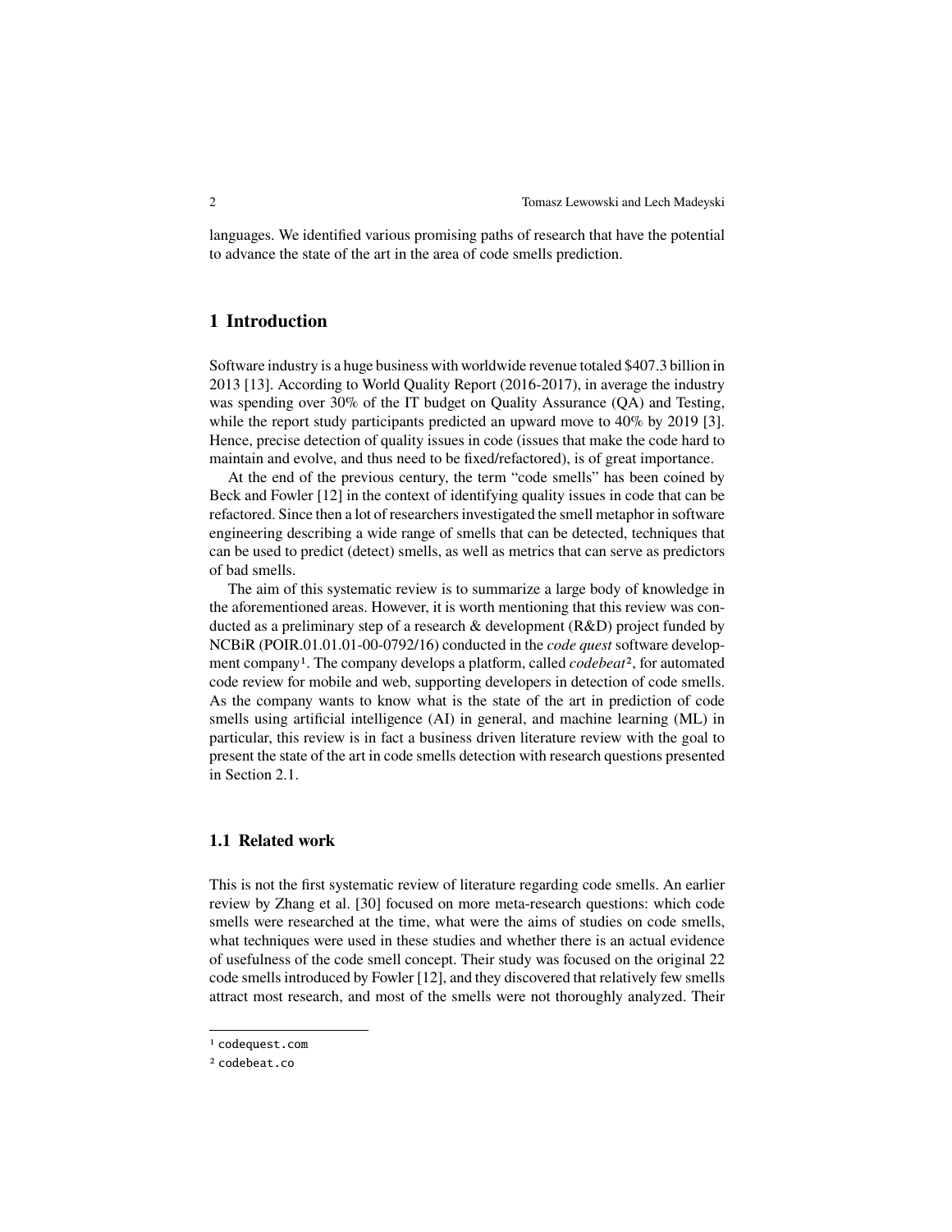languages. We identified various promising paths of research that have the potential to advance the state of the art in the area of code smells prediction.

## 1 Introduction

Software industry is a huge business with worldwide revenue totaled $407.3 billion in 2013 [13]. According to World Quality Report (2016-2017), in average the industry was spending over 30% of the IT budget on Quality Assurance (QA) and Testing, while the report study participants predicted an upward move to 40% by 2019 [3]. Hence, precise detection of quality issues in code (issues that make the code hard to maintain and evolve, and thus need to be fixed/refactored), is of great importance.

At the end of the previous century, the term "code smells" has been coined by Beck and Fowler [12] in the context of identifying quality issues in code that can be refactored. Since then a lot of researchers investigated the smell metaphor in software engineering describing a wide range of smells that can be detected, techniques that can be used to predict (detect) smells, as well as metrics that can serve as predictors of bad smells.

The aim of this systematic review is to summarize a large body of knowledge in the aforementioned areas. However, it is worth mentioning that this review was conducted as a preliminary step of a research & development (R&D) project funded by NCBiR (POIR.01.01.01-00-0792/16) conducted in the *code quest* software development company[1]. The company develops a platform, called *codebeat*[2], for automated code review for mobile and web, supporting developers in detection of code smells. As the company wants to know what is the state of the art in prediction of code smells using artificial intelligence (AI) in general, and machine learning (ML) in particular, this review is in fact a business driven literature review with the goal to present the state of the art in code smells detection with research questions presented in Section 2.1.

### 1.1 Related work

This is not the first systematic review of literature regarding code smells. An earlier review by Zhang et al. [30] focused on more meta-research questions: which code smells were researched at the time, what were the aims of studies on code smells, what techniques were used in these studies and whether there is an actual evidence of usefulness of the code smell concept. Their study was focused on the original 22 code smells introduced by Fowler [12], and they discovered that relatively few smells attract most research, and most of the smells were not thoroughly analyzed. Their

[1] codequest.com

[2] codebeat.co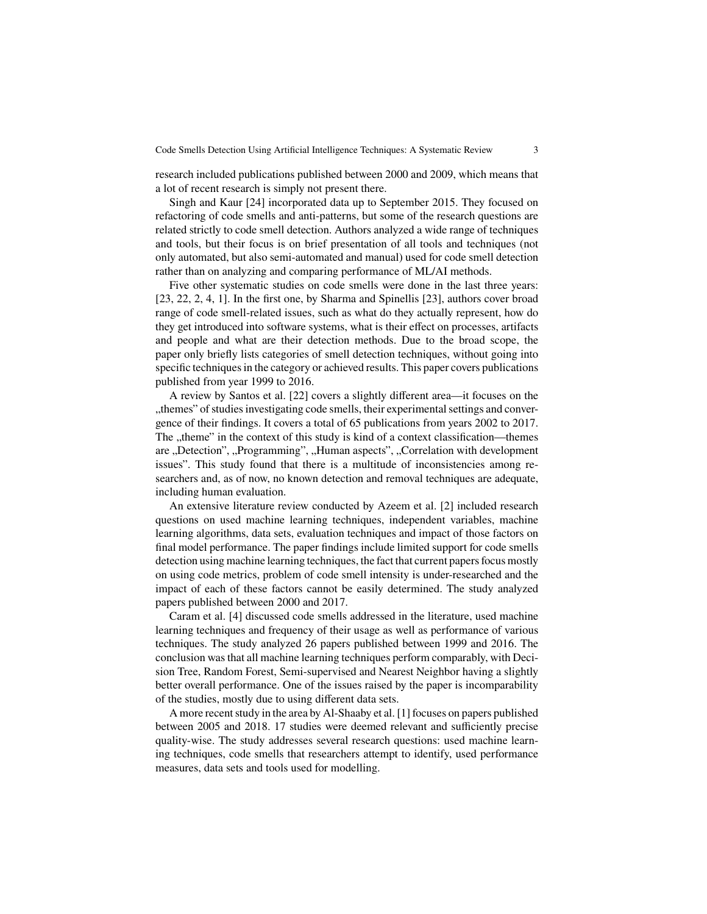research included publications published between 2000 and 2009, which means that a lot of recent research is simply not present there.

Singh and Kaur [24] incorporated data up to September 2015. They focused on refactoring of code smells and anti-patterns, but some of the research questions are related strictly to code smell detection. Authors analyzed a wide range of techniques and tools, but their focus is on brief presentation of all tools and techniques (not only automated, but also semi-automated and manual) used for code smell detection rather than on analyzing and comparing performance of ML/AI methods.

Five other systematic studies on code smells were done in the last three years: [23, 22, 2, 4, 1]. In the first one, by Sharma and Spinellis [23], authors cover broad range of code smell-related issues, such as what do they actually represent, how do they get introduced into software systems, what is their effect on processes, artifacts and people and what are their detection methods. Due to the broad scope, the paper only briefly lists categories of smell detection techniques, without going into specific techniques in the category or achieved results. This paper covers publications published from year 1999 to 2016.

A review by Santos et al. [22] covers a slightly different area—it focuses on the „themes" of studies investigating code smells, their experimental settings and convergence of their findings. It covers a total of 65 publications from years 2002 to 2017. The „theme" in the context of this study is kind of a context classification—themes are „Detection", „Programming", „Human aspects", „Correlation with development issues". This study found that there is a multitude of inconsistencies among researchers and, as of now, no known detection and removal techniques are adequate, including human evaluation.

An extensive literature review conducted by Azeem et al. [2] included research questions on used machine learning techniques, independent variables, machine learning algorithms, data sets, evaluation techniques and impact of those factors on final model performance. The paper findings include limited support for code smells detection using machine learning techniques, the fact that current papers focus mostly on using code metrics, problem of code smell intensity is under-researched and the impact of each of these factors cannot be easily determined. The study analyzed papers published between 2000 and 2017.

Caram et al. [4] discussed code smells addressed in the literature, used machine learning techniques and frequency of their usage as well as performance of various techniques. The study analyzed 26 papers published between 1999 and 2016. The conclusion was that all machine learning techniques perform comparably, with Decision Tree, Random Forest, Semi-supervised and Nearest Neighbor having a slightly better overall performance. One of the issues raised by the paper is incomparability of the studies, mostly due to using different data sets.

A more recent study in the area by Al-Shaaby et al. [1] focuses on papers published between 2005 and 2018. 17 studies were deemed relevant and sufficiently precise quality-wise. The study addresses several research questions: used machine learning techniques, code smells that researchers attempt to identify, used performance measures, data sets and tools used for modelling.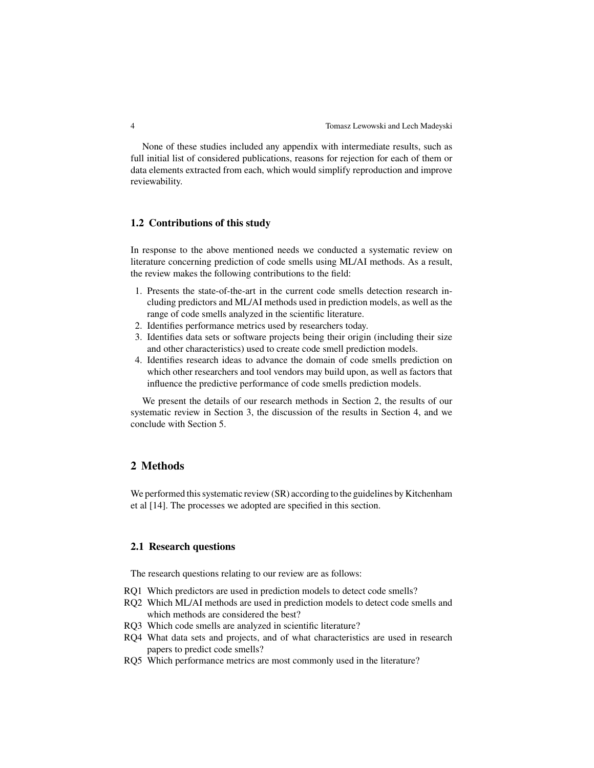None of these studies included any appendix with intermediate results, such as full initial list of considered publications, reasons for rejection for each of them or data elements extracted from each, which would simplify reproduction and improve reviewability.

### 1.2 Contributions of this study

In response to the above mentioned needs we conducted a systematic review on literature concerning prediction of code smells using ML/AI methods. As a result, the review makes the following contributions to the field:

1. Presents the state-of-the-art in the current code smells detection research including predictors and ML/AI methods used in prediction models, as well as the range of code smells analyzed in the scientific literature.
2. Identifies performance metrics used by researchers today.
3. Identifies data sets or software projects being their origin (including their size and other characteristics) used to create code smell prediction models.
4. Identifies research ideas to advance the domain of code smells prediction on which other researchers and tool vendors may build upon, as well as factors that influence the predictive performance of code smells prediction models.

We present the details of our research methods in Section 2, the results of our systematic review in Section 3, the discussion of the results in Section 4, and we conclude with Section 5.

## 2 Methods

We performed this systematic review (SR) according to the guidelines by Kitchenham et al [14]. The processes we adopted are specified in this section.

### 2.1 Research questions

The research questions relating to our review are as follows:

- RQ1 Which predictors are used in prediction models to detect code smells?
- RQ2 Which ML/AI methods are used in prediction models to detect code smells and which methods are considered the best?
- RQ3 Which code smells are analyzed in scientific literature?
- RQ4 What data sets and projects, and of what characteristics are used in research papers to predict code smells?
- RQ5 Which performance metrics are most commonly used in the literature?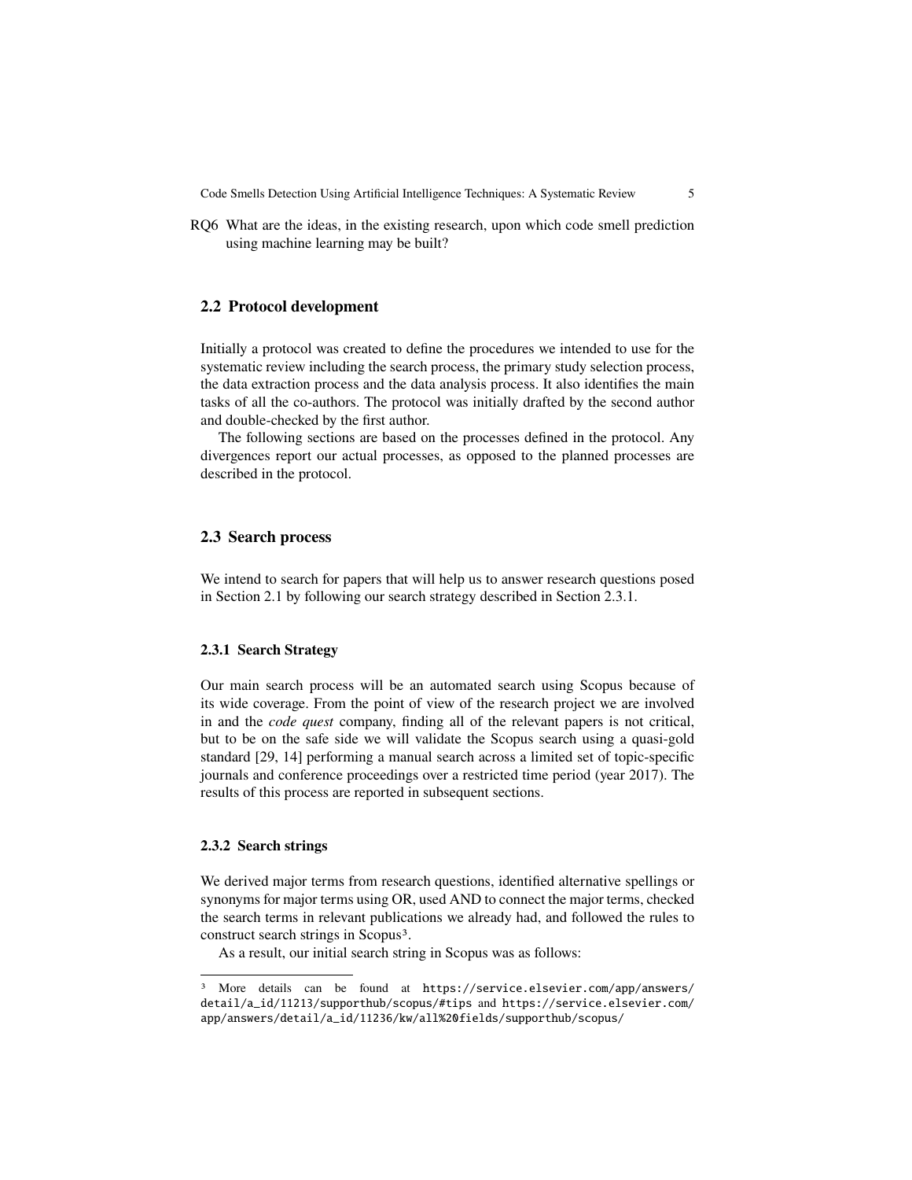RQ6 What are the ideas, in the existing research, upon which code smell prediction using machine learning may be built?

## 2.2 Protocol development

Initially a protocol was created to define the procedures we intended to use for the systematic review including the search process, the primary study selection process, the data extraction process and the data analysis process. It also identifies the main tasks of all the co-authors. The protocol was initially drafted by the second author and double-checked by the first author.

The following sections are based on the processes defined in the protocol. Any divergences report our actual processes, as opposed to the planned processes are described in the protocol.

## 2.3 Search process

We intend to search for papers that will help us to answer research questions posed in Section 2.1 by following our search strategy described in Section 2.3.1.

### 2.3.1 Search Strategy

Our main search process will be an automated search using Scopus because of its wide coverage. From the point of view of the research project we are involved in and the *code quest* company, finding all of the relevant papers is not critical, but to be on the safe side we will validate the Scopus search using a quasi-gold standard [29, 14] performing a manual search across a limited set of topic-specific journals and conference proceedings over a restricted time period (year 2017). The results of this process are reported in subsequent sections.

### 2.3.2 Search strings

We derived major terms from research questions, identified alternative spellings or synonyms for major terms using OR, used AND to connect the major terms, checked the search terms in relevant publications we already had, and followed the rules to construct search strings in Scopus[3].

As a result, our initial search string in Scopus was as follows:

[3] More details can be found at https://service.elsevier.com/app/answers/detail/a_id/11213/supporthub/scopus/#tips and https://service.elsevier.com/app/answers/detail/a_id/11236/kw/all%20fields/supporthub/scopus/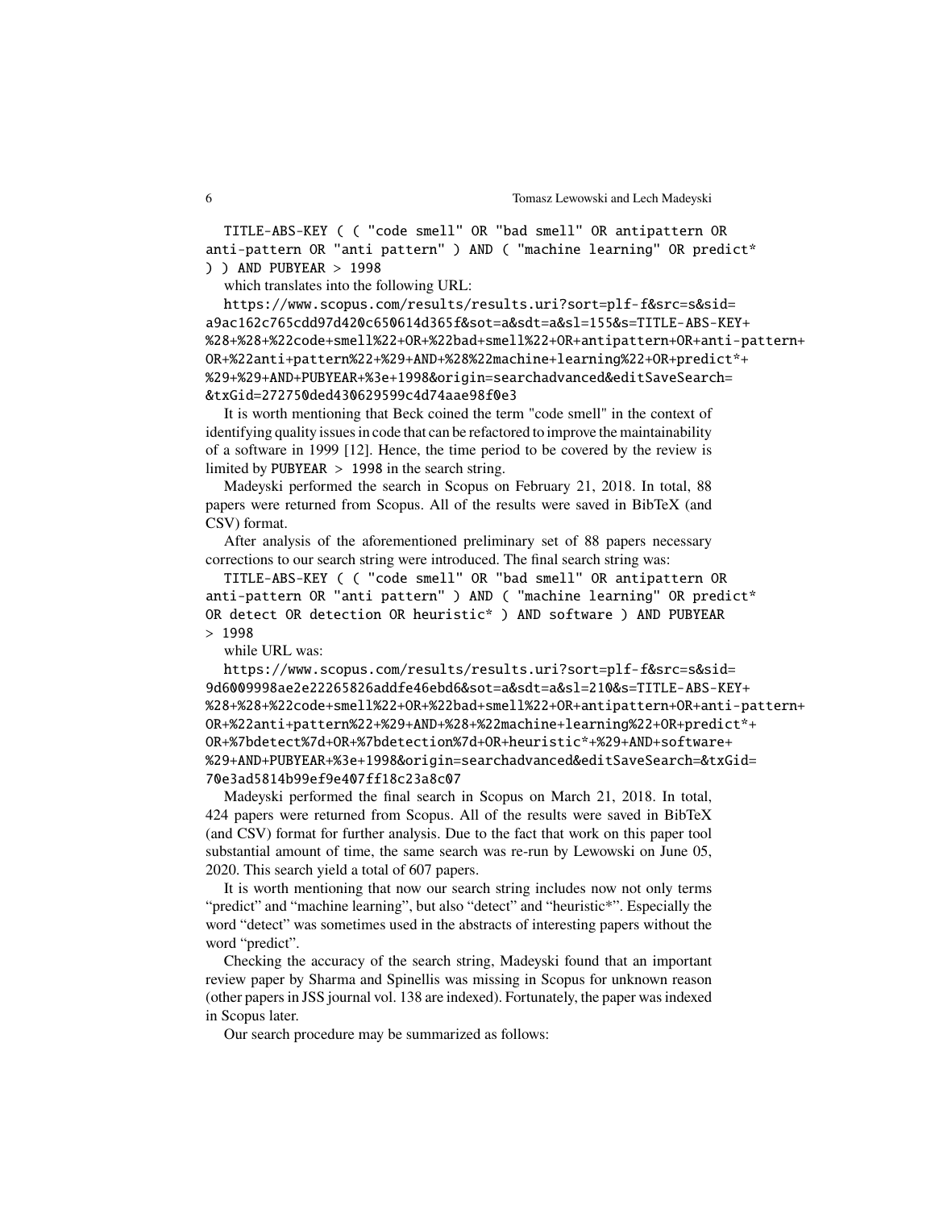```
TITLE-ABS-KEY ( ( "code smell" OR "bad smell" OR antipattern OR
anti-pattern OR "anti pattern" ) AND ( "machine learning" OR predict*
) ) AND PUBYEAR > 1998
```

which translates into the following URL:

```
https://www.scopus.com/results/results.uri?sort=plf-f&src=s&sid=
a9ac162c765cdd97d420c650614d365f&sot=a&sdt=a&sl=155&s=TITLE-ABS-KEY+
%28+%28+%22code+smell%22+OR+%22bad+smell%22+OR+antipattern+OR+anti-pattern+
OR+%22anti+pattern%22+%29+AND+%28%22machine+learning%22+OR+predict*+
%29+%29+AND+PUBYEAR+%3e+1998&origin=searchadvanced&editSaveSearch=
&txGid=272750ded430629599c4d74aae98f0e3
```

It is worth mentioning that Beck coined the term "code smell" in the context of identifying quality issues in code that can be refactored to improve the maintainability of a software in 1999 [12]. Hence, the time period to be covered by the review is limited by `PUBYEAR > 1998` in the search string.

Madeyski performed the search in Scopus on February 21, 2018. In total, 88 papers were returned from Scopus. All of the results were saved in BibTeX (and CSV) format.

After analysis of the aforementioned preliminary set of 88 papers necessary corrections to our search string were introduced. The final search string was:

```
TITLE-ABS-KEY ( ( "code smell" OR "bad smell" OR antipattern OR
anti-pattern OR "anti pattern" ) AND ( "machine learning" OR predict*
OR detect OR detection OR heuristic* ) AND software ) AND PUBYEAR
> 1998
```

while URL was:

```
https://www.scopus.com/results/results.uri?sort=plf-f&src=s&sid=
9d6009998ae2e22265826addfe46ebd6&sot=a&sdt=a&sl=210&s=TITLE-ABS-KEY+
%28+%28+%22code+smell%22+OR+%22bad+smell%22+OR+antipattern+OR+anti-pattern+
OR+%22anti+pattern%22+%29+AND+%28+%22machine+learning%22+OR+predict*+
OR+%7bdetect%7d+OR+%7bdetection%7d+OR+heuristic*+%29+AND+software+
%29+AND+PUBYEAR+%3e+1998&origin=searchadvanced&editSaveSearch=&txGid=
70e3ad5814b99ef9e407ff18c23a8c07
```

Madeyski performed the final search in Scopus on March 21, 2018. In total, 424 papers were returned from Scopus. All of the results were saved in BibTeX (and CSV) format for further analysis. Due to the fact that work on this paper tool substantial amount of time, the same search was re-run by Lewowski on June 05, 2020. This search yield a total of 607 papers.

It is worth mentioning that now our search string includes now not only terms "predict" and "machine learning", but also "detect" and "heuristic*". Especially the word "detect" was sometimes used in the abstracts of interesting papers without the word "predict".

Checking the accuracy of the search string, Madeyski found that an important review paper by Sharma and Spinellis was missing in Scopus for unknown reason (other papers in JSS journal vol. 138 are indexed). Fortunately, the paper was indexed in Scopus later.

Our search procedure may be summarized as follows: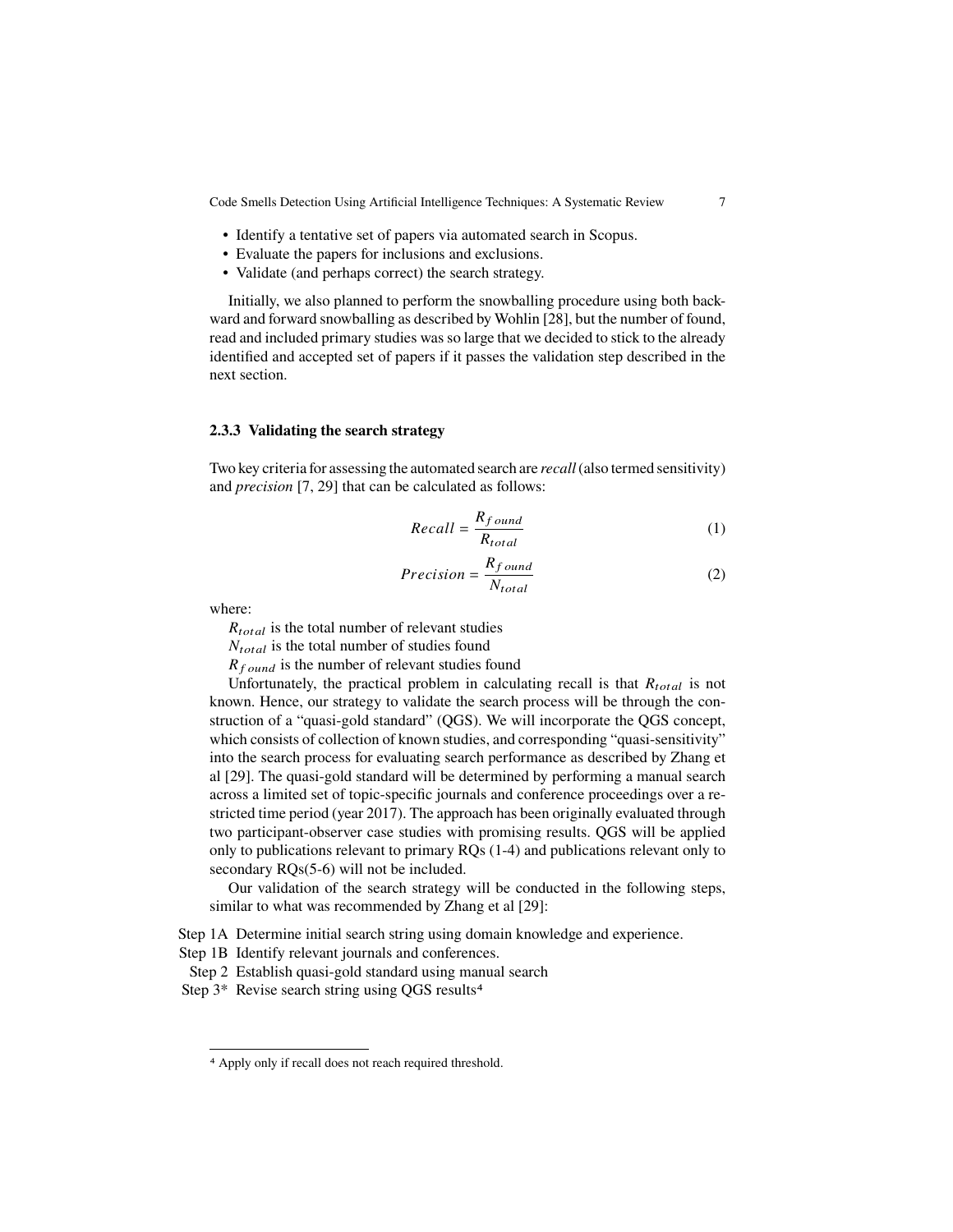- Identify a tentative set of papers via automated search in Scopus.
- Evaluate the papers for inclusions and exclusions.
- Validate (and perhaps correct) the search strategy.

Initially, we also planned to perform the snowballing procedure using both backward and forward snowballing as described by Wohlin [28], but the number of found, read and included primary studies was so large that we decided to stick to the already identified and accepted set of papers if it passes the validation step described in the next section.

### 2.3.3 Validating the search strategy

Two key criteria for assessing the automated search are *recall* (also termed sensitivity) and *precision* [7, 29] that can be calculated as follows:

$$Recall = \frac{R_{found}}{R_{total}} \tag{1}$$

$$Precision = \frac{R_{found}}{N_{total}} \tag{2}$$

where:

$R_{total}$ is the total number of relevant studies

$N_{total}$ is the total number of studies found

$R_{found}$ is the number of relevant studies found

Unfortunately, the practical problem in calculating recall is that $R_{total}$ is not known. Hence, our strategy to validate the search process will be through the construction of a "quasi-gold standard" (QGS). We will incorporate the QGS concept, which consists of collection of known studies, and corresponding "quasi-sensitivity" into the search process for evaluating search performance as described by Zhang et al [29]. The quasi-gold standard will be determined by performing a manual search across a limited set of topic-specific journals and conference proceedings over a restricted time period (year 2017). The approach has been originally evaluated through two participant-observer case studies with promising results. QGS will be applied only to publications relevant to primary RQs (1-4) and publications relevant only to secondary RQs(5-6) will not be included.

Our validation of the search strategy will be conducted in the following steps, similar to what was recommended by Zhang et al [29]:

Step 1A Determine initial search string using domain knowledge and experience.

Step 1B Identify relevant journals and conferences.

Step 2 Establish quasi-gold standard using manual search

Step 3* Revise search string using QGS results[4]

---

[4] Apply only if recall does not reach required threshold.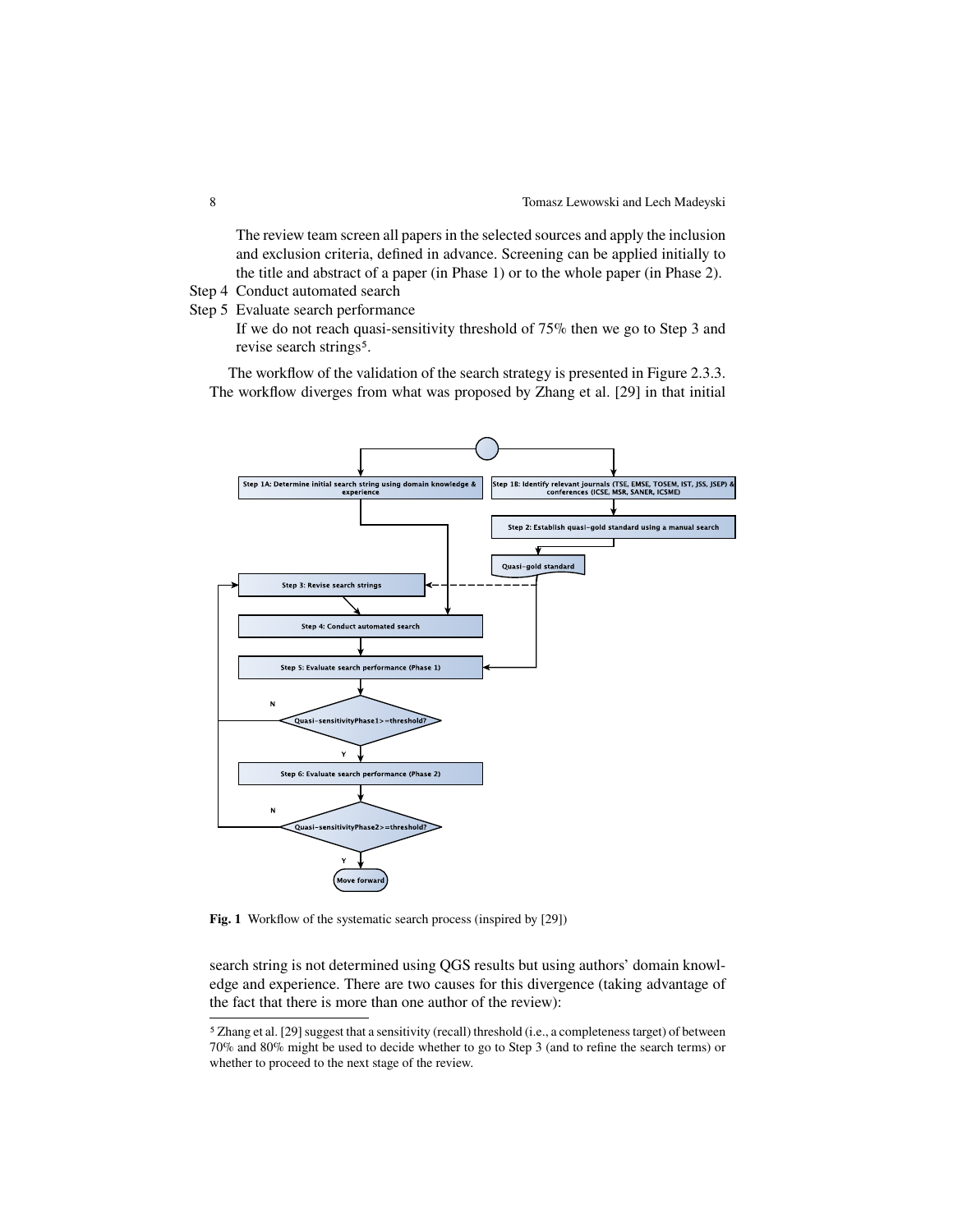The review team screen all papers in the selected sources and apply the inclusion and exclusion criteria, defined in advance. Screening can be applied initially to the title and abstract of a paper (in Phase 1) or to the whole paper (in Phase 2).

Step 4 Conduct automated search

Step 5 Evaluate search performance

If we do not reach quasi-sensitivity threshold of 75% then we go to Step 3 and revise search strings[5].

The workflow of the validation of the search strategy is presented in Figure 2.3.3. The workflow diverges from what was proposed by Zhang et al. [29] in that initial

Step 1A: Determine initial search string using domain knowledge & experience

Step 1B: Identify relevant journals (TSE, EMSE, TOSEM, IST, JSS, JSEP) & conferences (ICSE, MSR, SANER, ICSME)

Step 2: Establish quasi-gold standard using a manual search

Quasi-gold standard

Step 3: Revise search strings

Step 4: Conduct automated search

Step 5: Evaluate search performance (Phase 1)

N

Quasi-sensitivityPhase1>=threshold?

Y

Step 6: Evaluate search performance (Phase 2)

N

Quasi-sensitivityPhase2>=threshold?

Y

Move forward

**Fig. 1** Workflow of the systematic search process (inspired by [29])

search string is not determined using QGS results but using authors' domain knowledge and experience. There are two causes for this divergence (taking advantage of the fact that there is more than one author of the review):

---

[5] Zhang et al. [29] suggest that a sensitivity (recall) threshold (i.e., a completeness target) of between 70% and 80% might be used to decide whether to go to Step 3 (and to refine the search terms) or whether to proceed to the next stage of the review.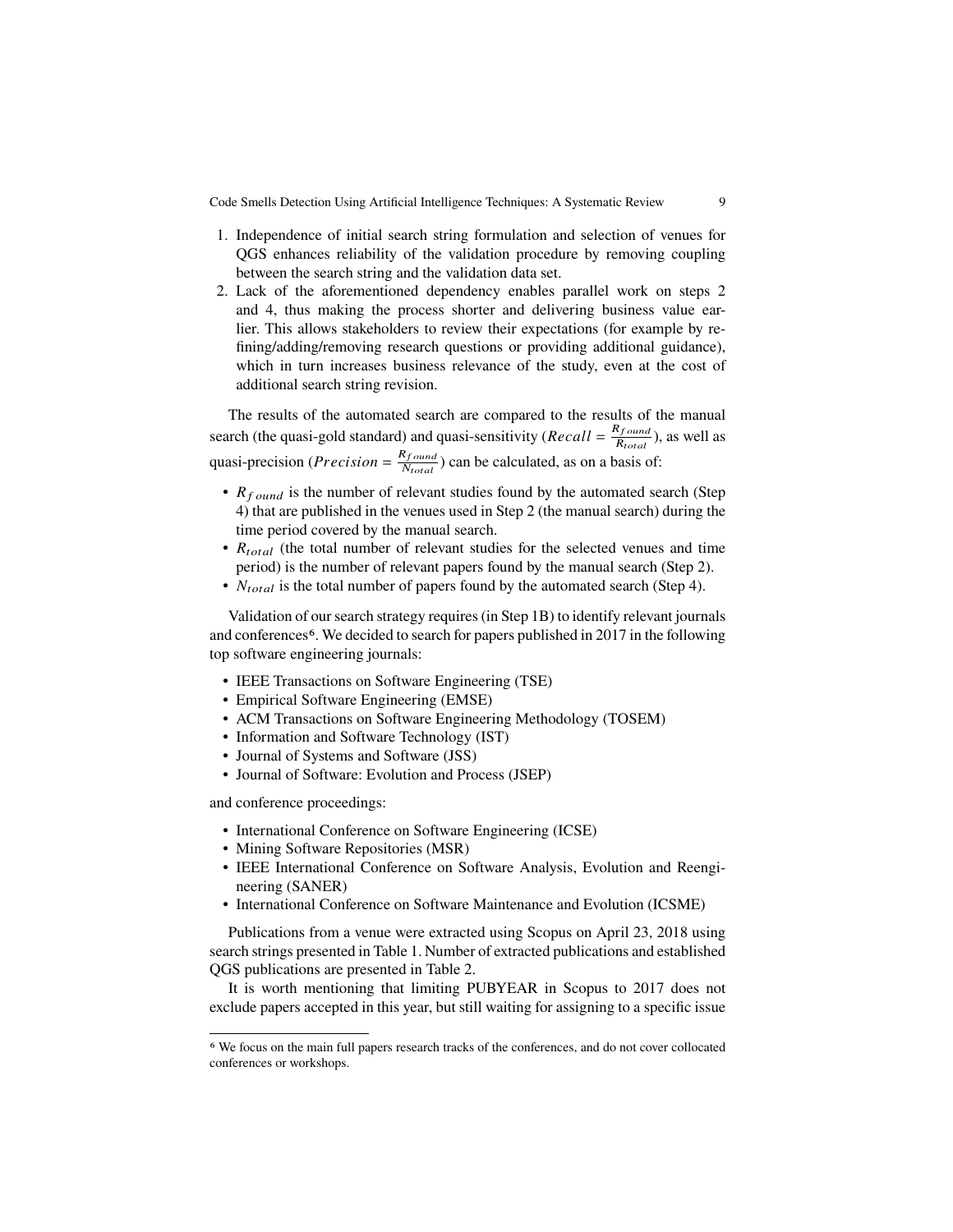1. Independence of initial search string formulation and selection of venues for QGS enhances reliability of the validation procedure by removing coupling between the search string and the validation data set.
2. Lack of the aforementioned dependency enables parallel work on steps 2 and 4, thus making the process shorter and delivering business value earlier. This allows stakeholders to review their expectations (for example by refining/adding/removing research questions or providing additional guidance), which in turn increases business relevance of the study, even at the cost of additional search string revision.

The results of the automated search are compared to the results of the manual search (the quasi-gold standard) and quasi-sensitivity ($Recall = \frac{R_{found}}{R_{total}}$), as well as quasi-precision ($Precision = \frac{R_{found}}{N_{total}}$) can be calculated, as on a basis of:

- $R_{found}$ is the number of relevant studies found by the automated search (Step 4) that are published in the venues used in Step 2 (the manual search) during the time period covered by the manual search.
- $R_{total}$ (the total number of relevant studies for the selected venues and time period) is the number of relevant papers found by the manual search (Step 2).
- $N_{total}$ is the total number of papers found by the automated search (Step 4).

Validation of our search strategy requires (in Step 1B) to identify relevant journals and conferences[6]. We decided to search for papers published in 2017 in the following top software engineering journals:

- IEEE Transactions on Software Engineering (TSE)
- Empirical Software Engineering (EMSE)
- ACM Transactions on Software Engineering Methodology (TOSEM)
- Information and Software Technology (IST)
- Journal of Systems and Software (JSS)
- Journal of Software: Evolution and Process (JSEP)

and conference proceedings:

- International Conference on Software Engineering (ICSE)
- Mining Software Repositories (MSR)
- IEEE International Conference on Software Analysis, Evolution and Reengineering (SANER)
- International Conference on Software Maintenance and Evolution (ICSME)

Publications from a venue were extracted using Scopus on April 23, 2018 using search strings presented in Table 1. Number of extracted publications and established QGS publications are presented in Table 2.

It is worth mentioning that limiting PUBYEAR in Scopus to 2017 does not exclude papers accepted in this year, but still waiting for assigning to a specific issue

[6] We focus on the main full papers research tracks of the conferences, and do not cover collocated conferences or workshops.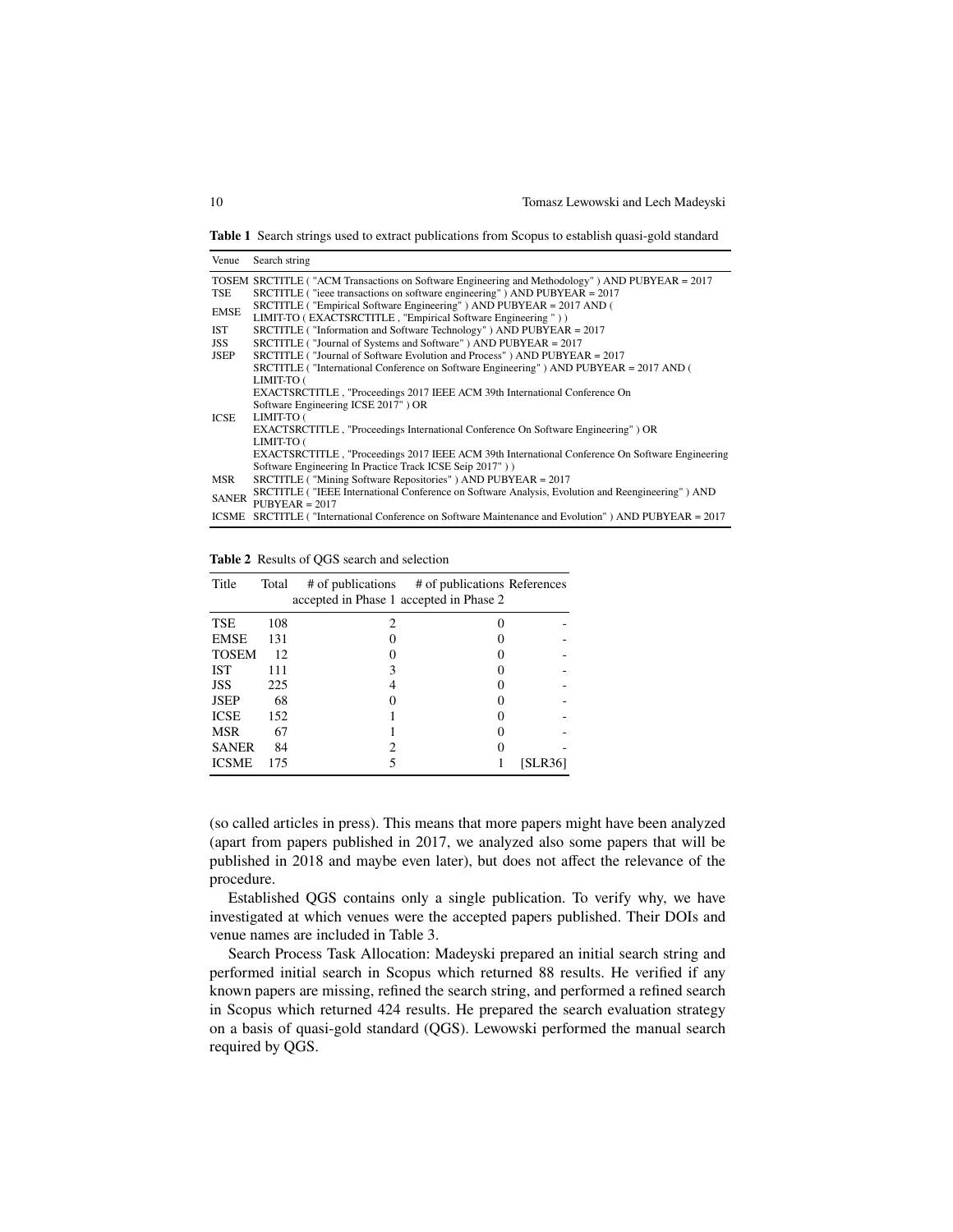**Table 1** Search strings used to extract publications from Scopus to establish quasi-gold standard

| Venue | Search string |
|---|---|
| TOSEM | SRCTITLE ( "ACM Transactions on Software Engineering and Methodology" ) AND PUBYEAR = 2017 |
| TSE | SRCTITLE ( "ieee transactions on software engineering" ) AND PUBYEAR = 2017 |
| EMSE | SRCTITLE ( "Empirical Software Engineering" ) AND PUBYEAR = 2017 AND ( LIMIT-TO ( EXACTSRCTITLE , "Empirical Software Engineering " ) ) |
| IST | SRCTITLE ( "Information and Software Technology" ) AND PUBYEAR = 2017 |
| JSS | SRCTITLE ( "Journal of Systems and Software" ) AND PUBYEAR = 2017 |
| JSEP | SRCTITLE ( "Journal of Software Evolution and Process" ) AND PUBYEAR = 2017 |
| ICSE | SRCTITLE ( "International Conference on Software Engineering" ) AND PUBYEAR = 2017 AND ( LIMIT-TO ( EXACTSRCTITLE , "Proceedings 2017 IEEE ACM 39th International Conference On Software Engineering ICSE 2017" ) OR LIMIT-TO ( EXACTSRCTITLE , "Proceedings International Conference On Software Engineering" ) OR LIMIT-TO ( EXACTSRCTITLE , "Proceedings 2017 IEEE ACM 39th International Conference On Software Engineering Software Engineering In Practice Track ICSE Seip 2017" ) ) |
| MSR | SRCTITLE ( "Mining Software Repositories" ) AND PUBYEAR = 2017 |
| SANER | SRCTITLE ( "IEEE International Conference on Software Analysis, Evolution and Reengineering" ) AND PUBYEAR = 2017 |
| ICSME | SRCTITLE ( "International Conference on Software Maintenance and Evolution" ) AND PUBYEAR = 2017 |

**Table 2** Results of QGS search and selection

| Title | Total | # of publications accepted in Phase 1 | # of publications accepted in Phase 2 | References |
|---|---|---|---|---|
| TSE | 108 | 2 | 0 | - |
| EMSE | 131 | 0 | 0 | - |
| TOSEM | 12 | 0 | 0 | - |
| IST | 111 | 3 | 0 | - |
| JSS | 225 | 4 | 0 | - |
| JSEP | 68 | 0 | 0 | - |
| ICSE | 152 | 1 | 0 | - |
| MSR | 67 | 1 | 0 | - |
| SANER | 84 | 2 | 0 | - |
| ICSME | 175 | 5 | 1 | [SLR36] |

(so called articles in press). This means that more papers might have been analyzed (apart from papers published in 2017, we analyzed also some papers that will be published in 2018 and maybe even later), but does not affect the relevance of the procedure.

Established QGS contains only a single publication. To verify why, we have investigated at which venues were the accepted papers published. Their DOIs and venue names are included in Table 3.

Search Process Task Allocation: Madeyski prepared an initial search string and performed initial search in Scopus which returned 88 results. He verified if any known papers are missing, refined the search string, and performed a refined search in Scopus which returned 424 results. He prepared the search evaluation strategy on a basis of quasi-gold standard (QGS). Lewowski performed the manual search required by QGS.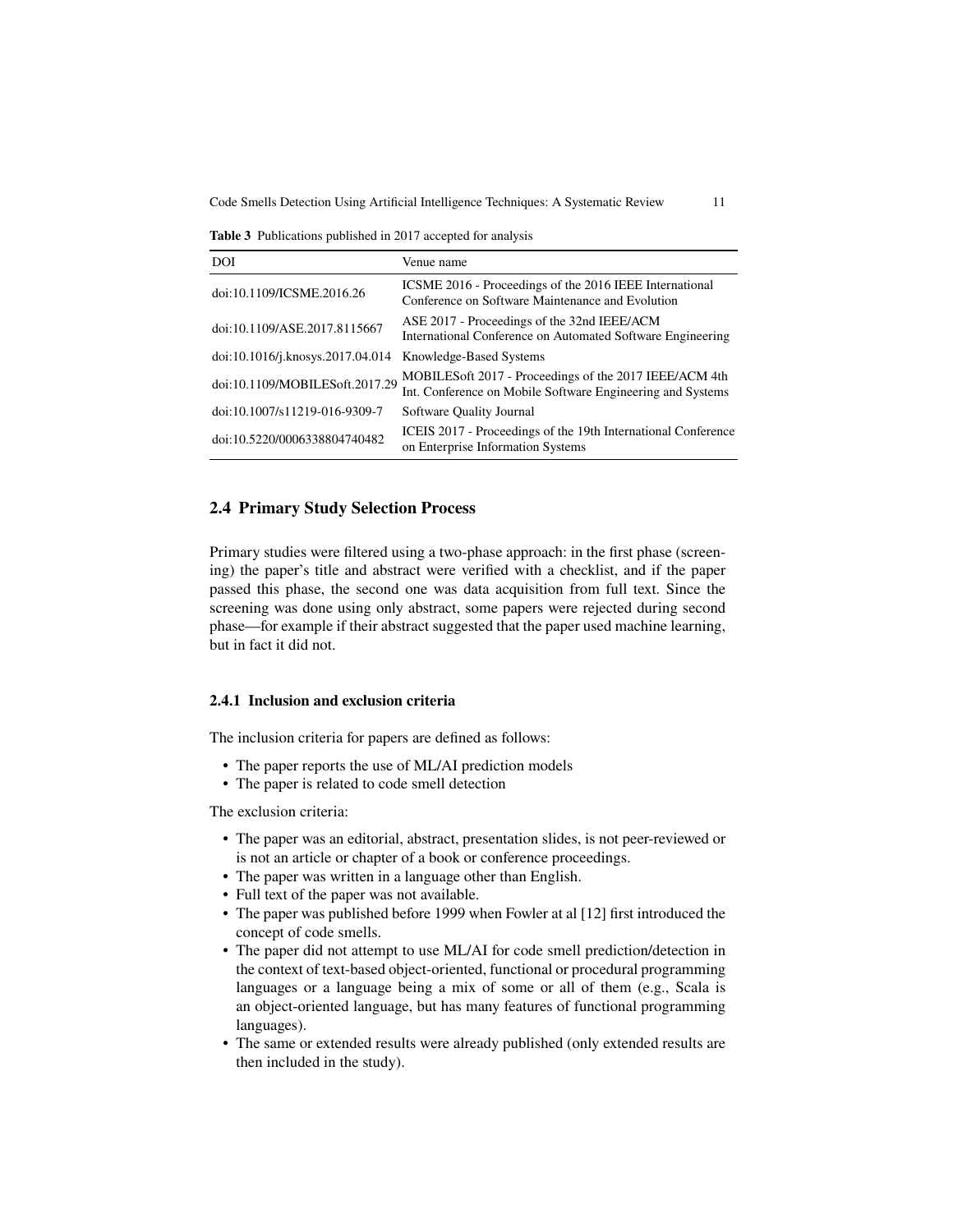**Table 3** Publications published in 2017 accepted for analysis

| DOI | Venue name |
|---|---|
| doi:10.1109/ICSME.2016.26 | ICSME 2016 - Proceedings of the 2016 IEEE International Conference on Software Maintenance and Evolution |
| doi:10.1109/ASE.2017.8115667 | ASE 2017 - Proceedings of the 32nd IEEE/ACM International Conference on Automated Software Engineering |
| doi:10.1016/j.knosys.2017.04.014 | Knowledge-Based Systems |
| doi:10.1109/MOBILESoft.2017.29 | MOBILESoft 2017 - Proceedings of the 2017 IEEE/ACM 4th Int. Conference on Mobile Software Engineering and Systems |
| doi:10.1007/s11219-016-9309-7 | Software Quality Journal |
| doi:10.5220/0006338804740482 | ICEIS 2017 - Proceedings of the 19th International Conference on Enterprise Information Systems |

## 2.4 Primary Study Selection Process

Primary studies were filtered using a two-phase approach: in the first phase (screening) the paper's title and abstract were verified with a checklist, and if the paper passed this phase, the second one was data acquisition from full text. Since the screening was done using only abstract, some papers were rejected during second phase—for example if their abstract suggested that the paper used machine learning, but in fact it did not.

### 2.4.1 Inclusion and exclusion criteria

The inclusion criteria for papers are defined as follows:

- The paper reports the use of ML/AI prediction models
- The paper is related to code smell detection

The exclusion criteria:

- The paper was an editorial, abstract, presentation slides, is not peer-reviewed or is not an article or chapter of a book or conference proceedings.
- The paper was written in a language other than English.
- Full text of the paper was not available.
- The paper was published before 1999 when Fowler at al [12] first introduced the concept of code smells.
- The paper did not attempt to use ML/AI for code smell prediction/detection in the context of text-based object-oriented, functional or procedural programming languages or a language being a mix of some or all of them (e.g., Scala is an object-oriented language, but has many features of functional programming languages).
- The same or extended results were already published (only extended results are then included in the study).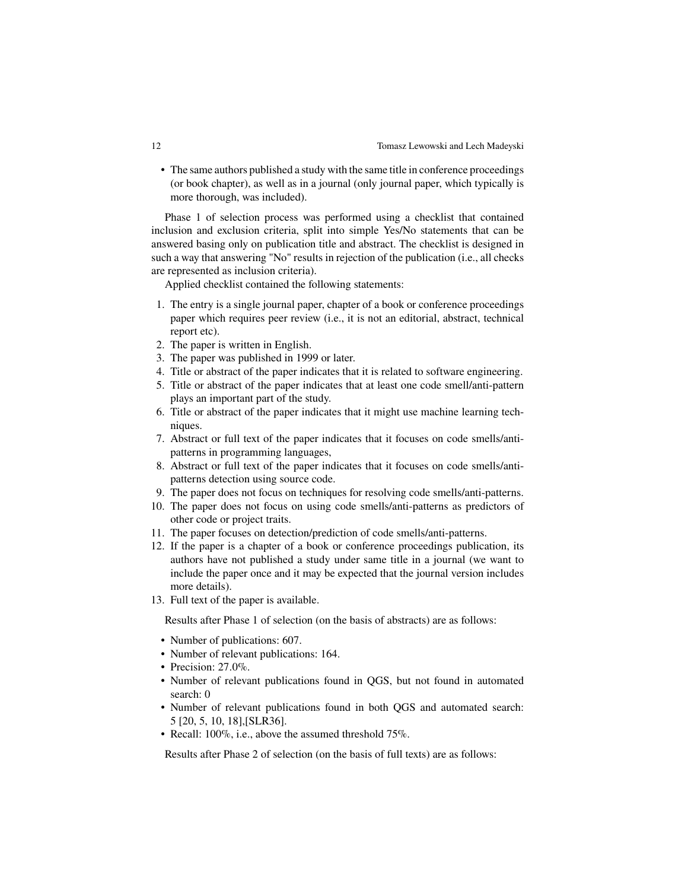- The same authors published a study with the same title in conference proceedings (or book chapter), as well as in a journal (only journal paper, which typically is more thorough, was included).

Phase 1 of selection process was performed using a checklist that contained inclusion and exclusion criteria, split into simple Yes/No statements that can be answered basing only on publication title and abstract. The checklist is designed in such a way that answering "No" results in rejection of the publication (i.e., all checks are represented as inclusion criteria).

Applied checklist contained the following statements:

1. The entry is a single journal paper, chapter of a book or conference proceedings paper which requires peer review (i.e., it is not an editorial, abstract, technical report etc).
2. The paper is written in English.
3. The paper was published in 1999 or later.
4. Title or abstract of the paper indicates that it is related to software engineering.
5. Title or abstract of the paper indicates that at least one code smell/anti-pattern plays an important part of the study.
6. Title or abstract of the paper indicates that it might use machine learning techniques.
7. Abstract or full text of the paper indicates that it focuses on code smells/anti-patterns in programming languages,
8. Abstract or full text of the paper indicates that it focuses on code smells/anti-patterns detection using source code.
9. The paper does not focus on techniques for resolving code smells/anti-patterns.
10. The paper does not focus on using code smells/anti-patterns as predictors of other code or project traits.
11. The paper focuses on detection/prediction of code smells/anti-patterns.
12. If the paper is a chapter of a book or conference proceedings publication, its authors have not published a study under same title in a journal (we want to include the paper once and it may be expected that the journal version includes more details).
13. Full text of the paper is available.

Results after Phase 1 of selection (on the basis of abstracts) are as follows:

- Number of publications: 607.
- Number of relevant publications: 164.
- Precision: 27.0%.
- Number of relevant publications found in QGS, but not found in automated search: 0
- Number of relevant publications found in both QGS and automated search: 5 [20, 5, 10, 18],[SLR36].
- Recall: 100%, i.e., above the assumed threshold 75%.

Results after Phase 2 of selection (on the basis of full texts) are as follows: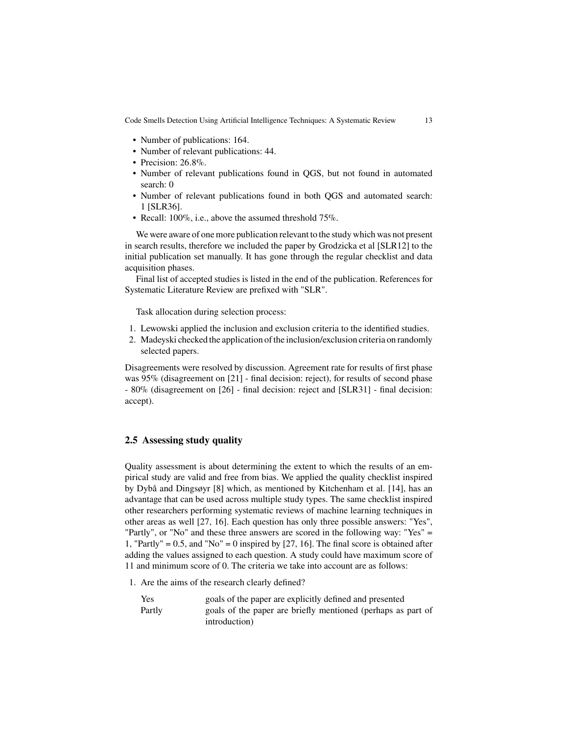- Number of publications: 164.
- Number of relevant publications: 44.
- Precision: 26.8%.
- Number of relevant publications found in QGS, but not found in automated search: 0
- Number of relevant publications found in both QGS and automated search: 1 [SLR36].
- Recall: 100%, i.e., above the assumed threshold 75%.

We were aware of one more publication relevant to the study which was not present in search results, therefore we included the paper by Grodzicka et al [SLR12] to the initial publication set manually. It has gone through the regular checklist and data acquisition phases.

Final list of accepted studies is listed in the end of the publication. References for Systematic Literature Review are prefixed with "SLR".

Task allocation during selection process:

1. Lewowski applied the inclusion and exclusion criteria to the identified studies.
2. Madeyski checked the application of the inclusion/exclusion criteria on randomly selected papers.

Disagreements were resolved by discussion. Agreement rate for results of first phase was 95% (disagreement on [21] - final decision: reject), for results of second phase - 80% (disagreement on [26] - final decision: reject and [SLR31] - final decision: accept).

## 2.5 Assessing study quality

Quality assessment is about determining the extent to which the results of an empirical study are valid and free from bias. We applied the quality checklist inspired by Dybå and Dingsøyr [8] which, as mentioned by Kitchenham et al. [14], has an advantage that can be used across multiple study types. The same checklist inspired other researchers performing systematic reviews of machine learning techniques in other areas as well [27, 16]. Each question has only three possible answers: "Yes", "Partly", or "No" and these three answers are scored in the following way: "Yes" = 1, "Partly" = 0.5, and "No" = 0 inspired by [27, 16]. The final score is obtained after adding the values assigned to each question. A study could have maximum score of 11 and minimum score of 0. The criteria we take into account are as follows:

1. Are the aims of the research clearly defined?

| | |
|---|---|
| Yes | goals of the paper are explicitly defined and presented |
| Partly | goals of the paper are briefly mentioned (perhaps as part of introduction) |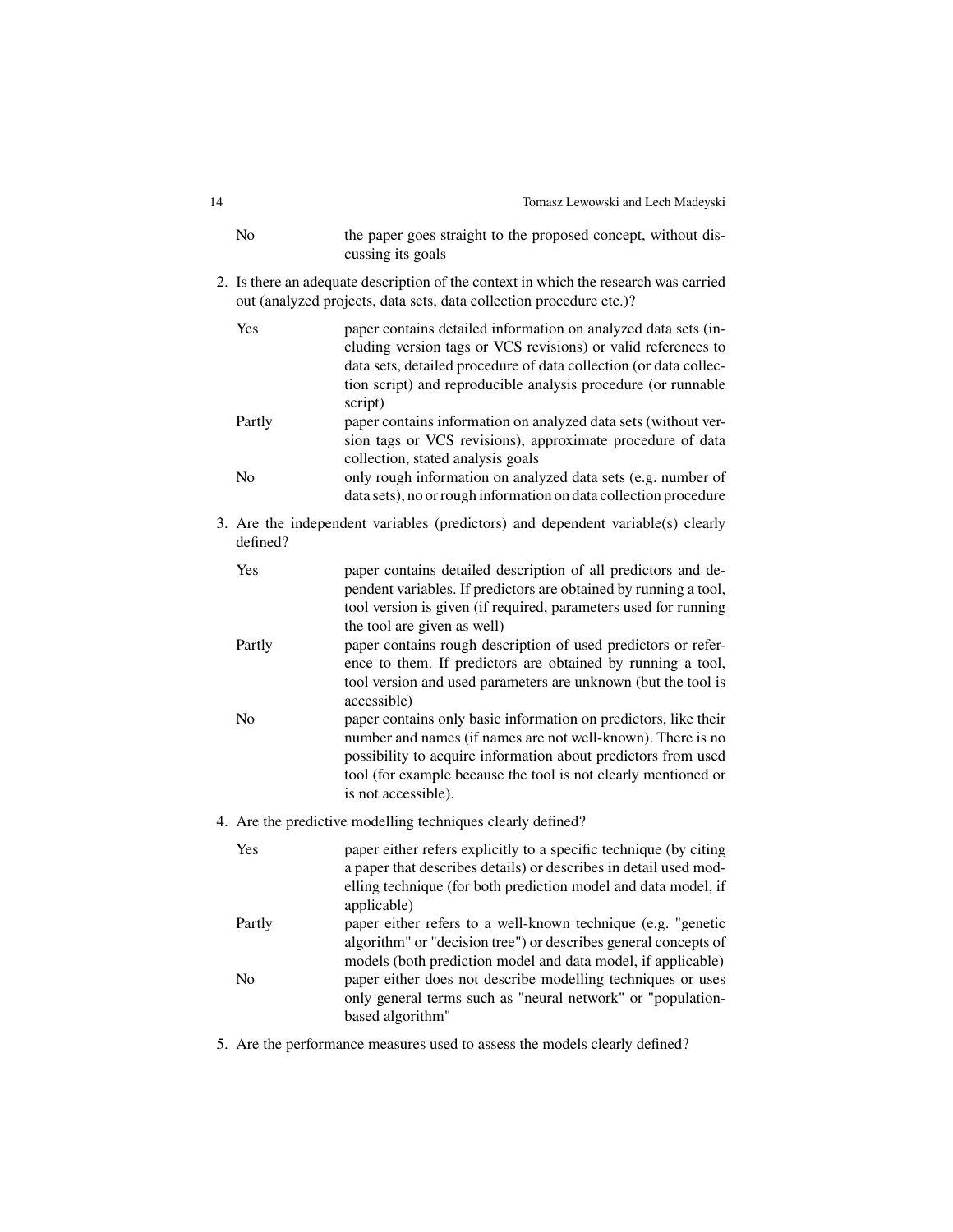| | |
|---|---|
| No | the paper goes straight to the proposed concept, without discussing its goals |

2. Is there an adequate description of the context in which the research was carried out (analyzed projects, data sets, data collection procedure etc.)?

| | |
|---|---|
| Yes | paper contains detailed information on analyzed data sets (including version tags or VCS revisions) or valid references to data sets, detailed procedure of data collection (or data collection script) and reproducible analysis procedure (or runnable script) |
| Partly | paper contains information on analyzed data sets (without version tags or VCS revisions), approximate procedure of data collection, stated analysis goals |
| No | only rough information on analyzed data sets (e.g. number of data sets), no or rough information on data collection procedure |

3. Are the independent variables (predictors) and dependent variable(s) clearly defined?

| | |
|---|---|
| Yes | paper contains detailed description of all predictors and dependent variables. If predictors are obtained by running a tool, tool version is given (if required, parameters used for running the tool are given as well) |
| Partly | paper contains rough description of used predictors or reference to them. If predictors are obtained by running a tool, tool version and used parameters are unknown (but the tool is accessible) |
| No | paper contains only basic information on predictors, like their number and names (if names are not well-known). There is no possibility to acquire information about predictors from used tool (for example because the tool is not clearly mentioned or is not accessible). |

4. Are the predictive modelling techniques clearly defined?

| | |
|---|---|
| Yes | paper either refers explicitly to a specific technique (by citing a paper that describes details) or describes in detail used modelling technique (for both prediction model and data model, if applicable) |
| Partly | paper either refers to a well-known technique (e.g. "genetic algorithm" or "decision tree") or describes general concepts of models (both prediction model and data model, if applicable) |
| No | paper either does not describe modelling techniques or uses only general terms such as "neural network" or "population-based algorithm" |

5. Are the performance measures used to assess the models clearly defined?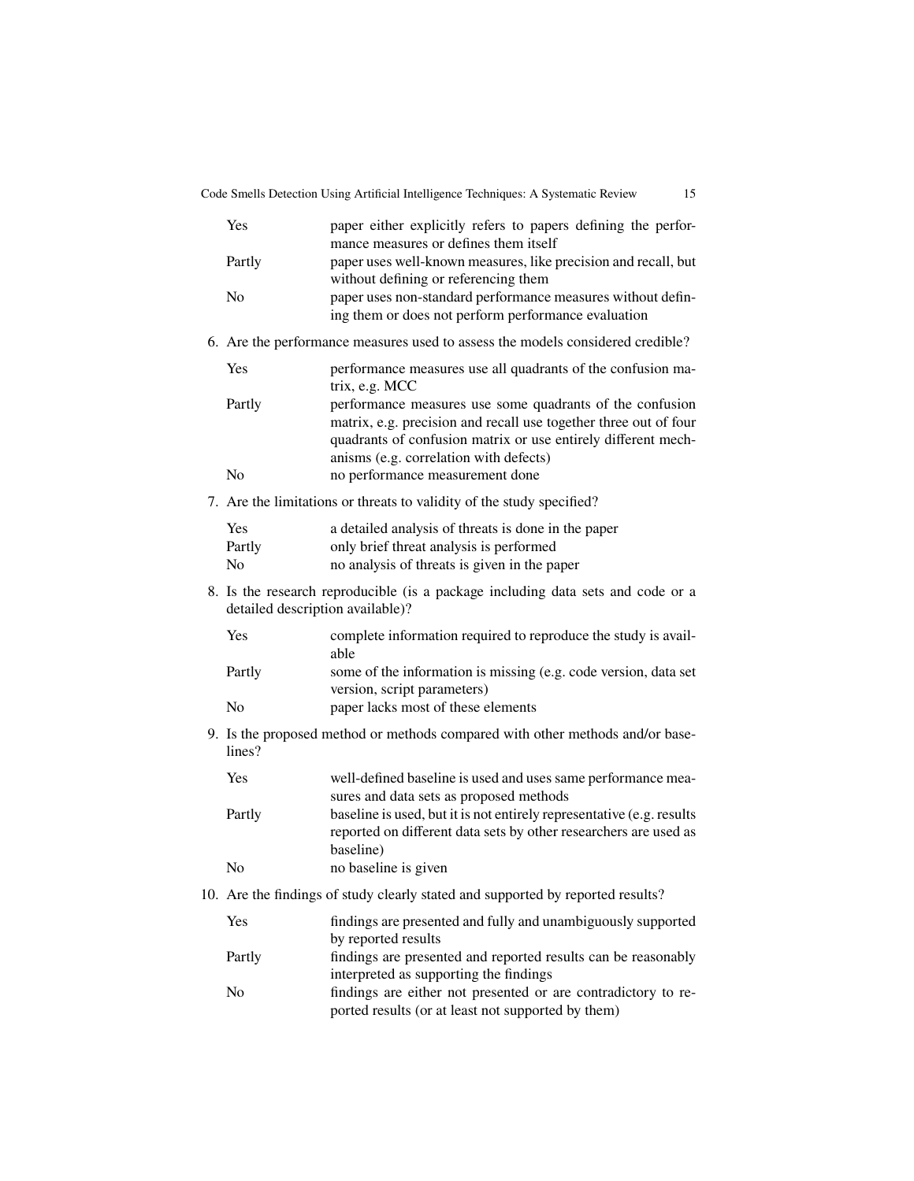| | |
|---|---|
| Yes | paper either explicitly refers to papers defining the performance measures or defines them itself |
| Partly | paper uses well-known measures, like precision and recall, but without defining or referencing them |
| No | paper uses non-standard performance measures without defining them or does not perform performance evaluation |

6. Are the performance measures used to assess the models considered credible?

| | |
|---|---|
| Yes | performance measures use all quadrants of the confusion matrix, e.g. MCC |
| Partly | performance measures use some quadrants of the confusion matrix, e.g. precision and recall use together three out of four quadrants of confusion matrix or use entirely different mechanisms (e.g. correlation with defects) |
| No | no performance measurement done |

7. Are the limitations or threats to validity of the study specified?

| | |
|---|---|
| Yes | a detailed analysis of threats is done in the paper |
| Partly | only brief threat analysis is performed |
| No | no analysis of threats is given in the paper |

8. Is the research reproducible (is a package including data sets and code or a detailed description available)?

| | |
|---|---|
| Yes | complete information required to reproduce the study is available |
| Partly | some of the information is missing (e.g. code version, data set version, script parameters) |
| No | paper lacks most of these elements |

9. Is the proposed method or methods compared with other methods and/or baselines?

| | |
|---|---|
| Yes | well-defined baseline is used and uses same performance measures and data sets as proposed methods |
| Partly | baseline is used, but it is not entirely representative (e.g. results reported on different data sets by other researchers are used as baseline) |
| No | no baseline is given |

10. Are the findings of study clearly stated and supported by reported results?

| | |
|---|---|
| Yes | findings are presented and fully and unambiguously supported by reported results |
| Partly | findings are presented and reported results can be reasonably interpreted as supporting the findings |
| No | findings are either not presented or are contradictory to reported results (or at least not supported by them) |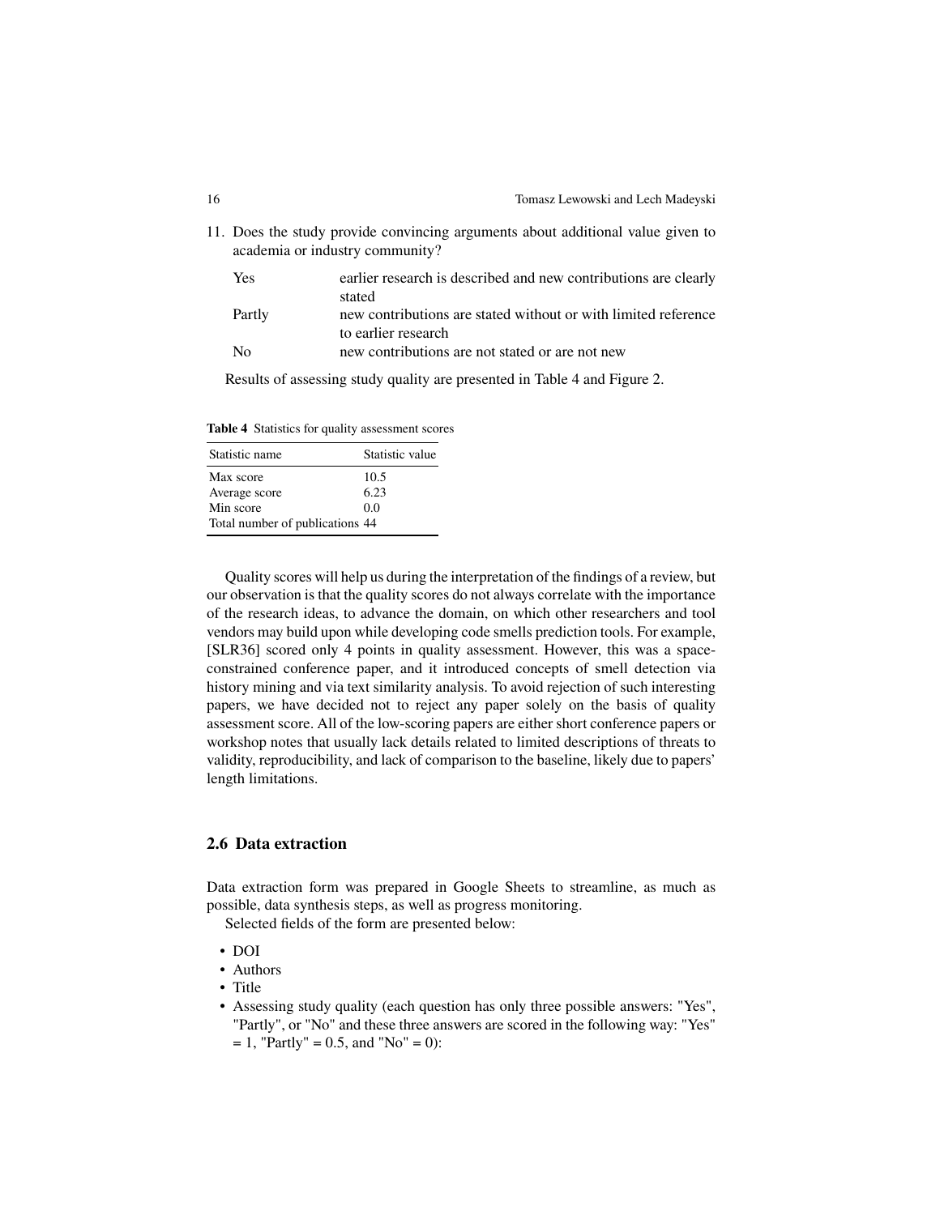11. Does the study provide convincing arguments about additional value given to academia or industry community?

| | |
|---|---|
| Yes | earlier research is described and new contributions are clearly stated |
| Partly | new contributions are stated without or with limited reference to earlier research |
| No | new contributions are not stated or are not new |

Results of assessing study quality are presented in Table 4 and Figure 2.

**Table 4** Statistics for quality assessment scores

| Statistic name | Statistic value |
|---|---|
| Max score | 10.5 |
| Average score | 6.23 |
| Min score | 0.0 |
| Total number of publications | 44 |

Quality scores will help us during the interpretation of the findings of a review, but our observation is that the quality scores do not always correlate with the importance of the research ideas, to advance the domain, on which other researchers and tool vendors may build upon while developing code smells prediction tools. For example, [SLR36] scored only 4 points in quality assessment. However, this was a space-constrained conference paper, and it introduced concepts of smell detection via history mining and via text similarity analysis. To avoid rejection of such interesting papers, we have decided not to reject any paper solely on the basis of quality assessment score. All of the low-scoring papers are either short conference papers or workshop notes that usually lack details related to limited descriptions of threats to validity, reproducibility, and lack of comparison to the baseline, likely due to papers' length limitations.

## 2.6 Data extraction

Data extraction form was prepared in Google Sheets to streamline, as much as possible, data synthesis steps, as well as progress monitoring.

Selected fields of the form are presented below:

- DOI
- Authors
- Title
- Assessing study quality (each question has only three possible answers: "Yes", "Partly", or "No" and these three answers are scored in the following way: "Yes" = 1, "Partly" = 0.5, and "No" = 0):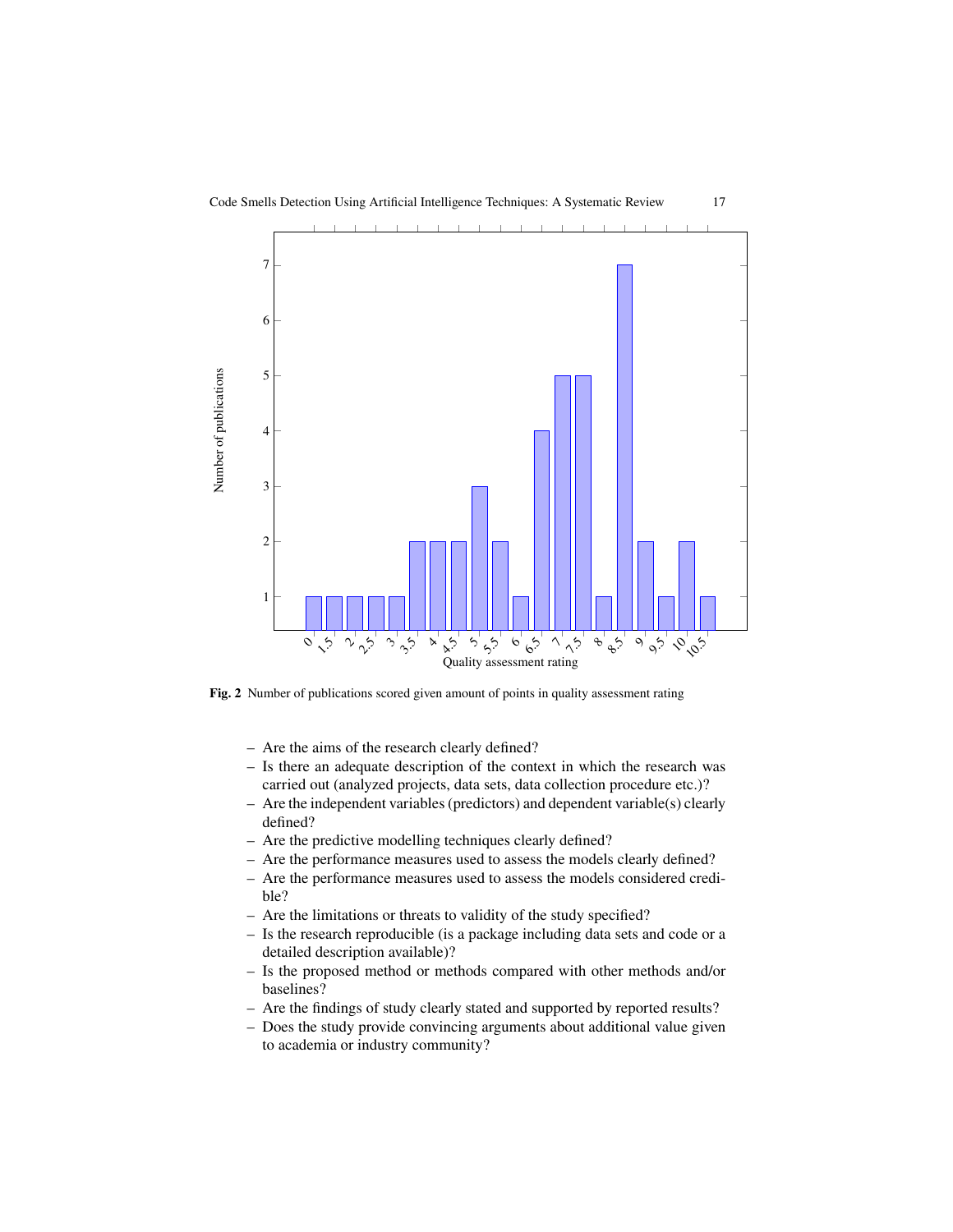Number of publications

Quality assessment rating

0 1.5 2 2.5 3 3.5 4 4.5 5 5.5 6 6.5 7 7.5 8 8.5 9 9.5 10 10.5

1 2 3 4 5 6 7

**Fig. 2** Number of publications scored given amount of points in quality assessment rating

– Are the aims of the research clearly defined?
– Is there an adequate description of the context in which the research was carried out (analyzed projects, data sets, data collection procedure etc.)?
– Are the independent variables (predictors) and dependent variable(s) clearly defined?
– Are the predictive modelling techniques clearly defined?
– Are the performance measures used to assess the models clearly defined?
– Are the performance measures used to assess the models considered credible?
– Are the limitations or threats to validity of the study specified?
– Is the research reproducible (is a package including data sets and code or a detailed description available)?
– Is the proposed method or methods compared with other methods and/or baselines?
– Are the findings of study clearly stated and supported by reported results?
– Does the study provide convincing arguments about additional value given to academia or industry community?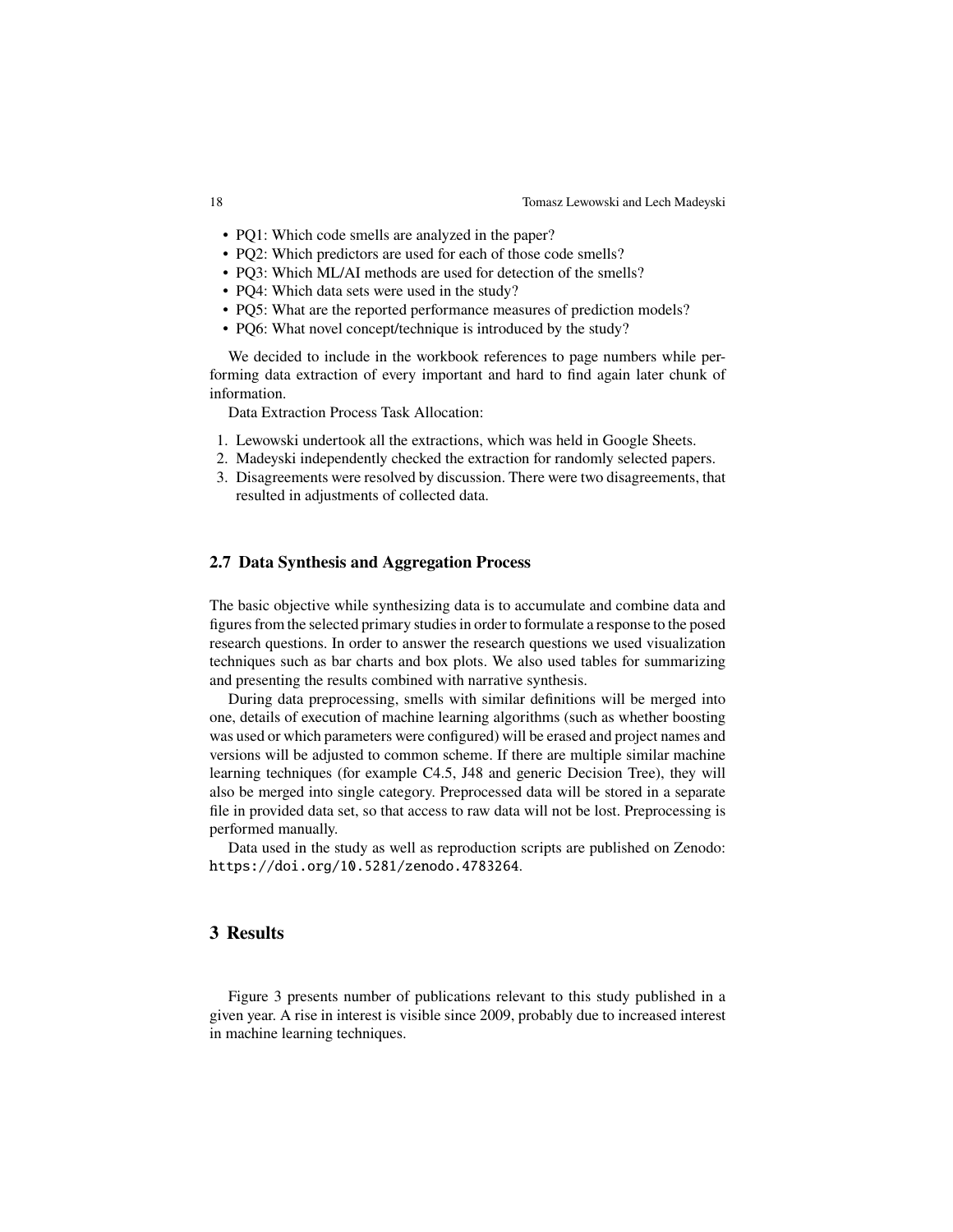- PQ1: Which code smells are analyzed in the paper?
- PQ2: Which predictors are used for each of those code smells?
- PQ3: Which ML/AI methods are used for detection of the smells?
- PQ4: Which data sets were used in the study?
- PQ5: What are the reported performance measures of prediction models?
- PQ6: What novel concept/technique is introduced by the study?

We decided to include in the workbook references to page numbers while performing data extraction of every important and hard to find again later chunk of information.

Data Extraction Process Task Allocation:

1. Lewowski undertook all the extractions, which was held in Google Sheets.
2. Madeyski independently checked the extraction for randomly selected papers.
3. Disagreements were resolved by discussion. There were two disagreements, that resulted in adjustments of collected data.

### 2.7 Data Synthesis and Aggregation Process

The basic objective while synthesizing data is to accumulate and combine data and figures from the selected primary studies in order to formulate a response to the posed research questions. In order to answer the research questions we used visualization techniques such as bar charts and box plots. We also used tables for summarizing and presenting the results combined with narrative synthesis.

During data preprocessing, smells with similar definitions will be merged into one, details of execution of machine learning algorithms (such as whether boosting was used or which parameters were configured) will be erased and project names and versions will be adjusted to common scheme. If there are multiple similar machine learning techniques (for example C4.5, J48 and generic Decision Tree), they will also be merged into single category. Preprocessed data will be stored in a separate file in provided data set, so that access to raw data will not be lost. Preprocessing is performed manually.

Data used in the study as well as reproduction scripts are published on Zenodo: `https://doi.org/10.5281/zenodo.4783264`.

## 3 Results

Figure 3 presents number of publications relevant to this study published in a given year. A rise in interest is visible since 2009, probably due to increased interest in machine learning techniques.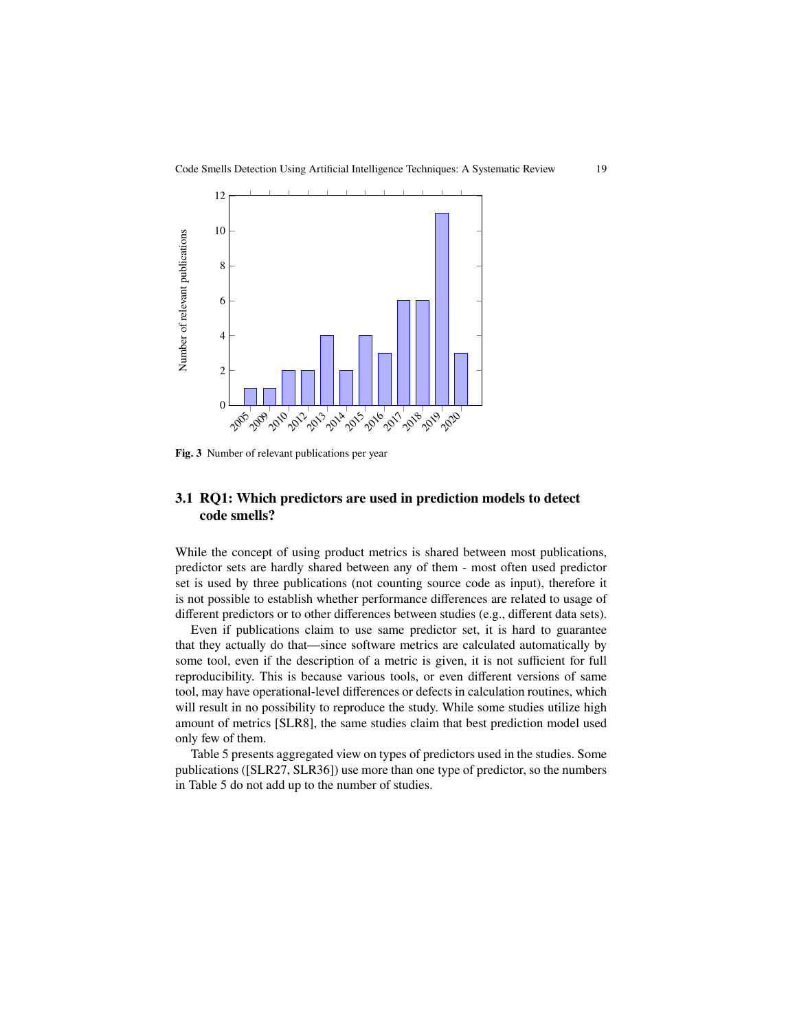12

10

8

6

4

2

0

Number of relevant publications

2005 2009 2010 2012 2013 2014 2015 2016 2017 2018 2019 2020

**Fig. 3** Number of relevant publications per year

## 3.1 RQ1: Which predictors are used in prediction models to detect code smells?

While the concept of using product metrics is shared between most publications, predictor sets are hardly shared between any of them - most often used predictor set is used by three publications (not counting source code as input), therefore it is not possible to establish whether performance differences are related to usage of different predictors or to other differences between studies (e.g., different data sets).

Even if publications claim to use same predictor set, it is hard to guarantee that they actually do that—since software metrics are calculated automatically by some tool, even if the description of a metric is given, it is not sufficient for full reproducibility. This is because various tools, or even different versions of same tool, may have operational-level differences or defects in calculation routines, which will result in no possibility to reproduce the study. While some studies utilize high amount of metrics [SLR8], the same studies claim that best prediction model used only few of them.

Table 5 presents aggregated view on types of predictors used in the studies. Some publications ([SLR27, SLR36]) use more than one type of predictor, so the numbers in Table 5 do not add up to the number of studies.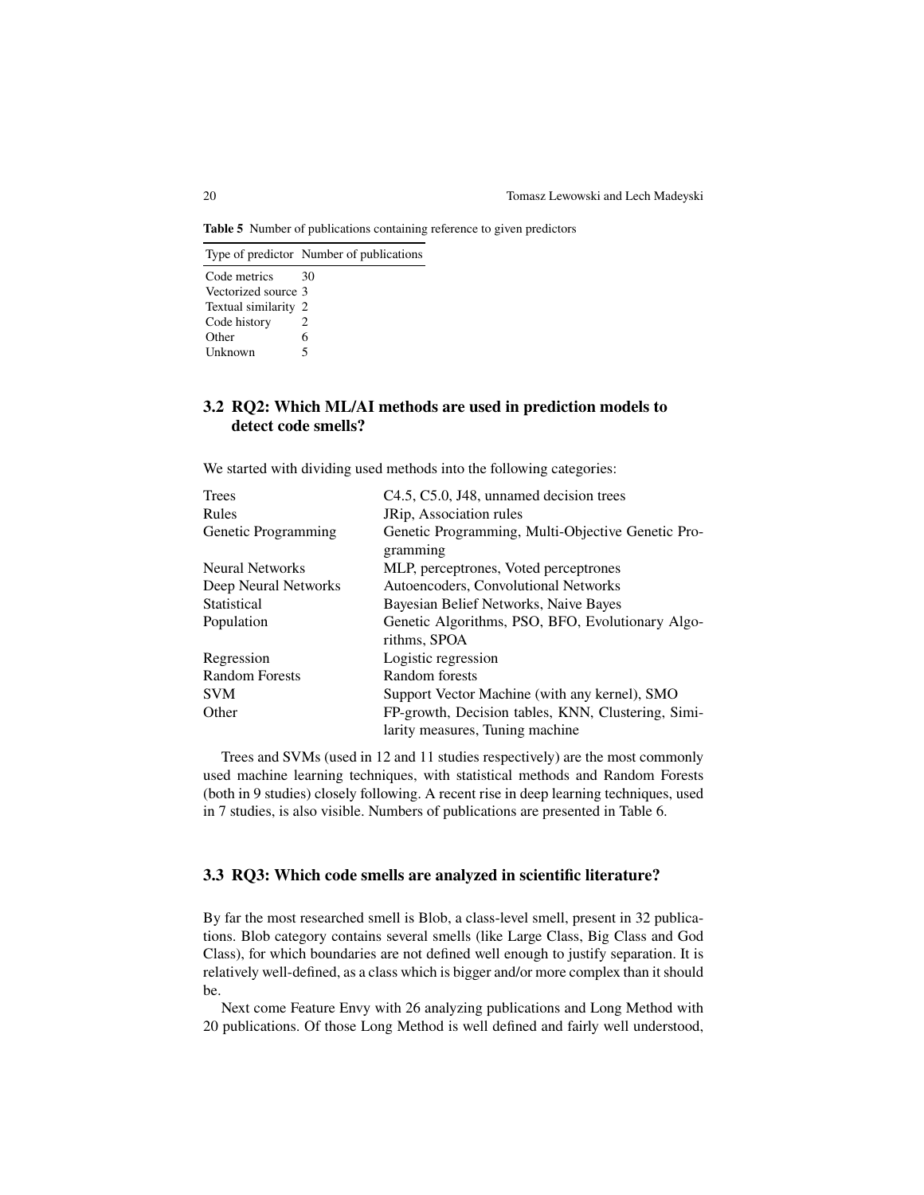**Table 5** Number of publications containing reference to given predictors

| Type of predictor | Number of publications |
|---|---|
| Code metrics | 30 |
| Vectorized source | 3 |
| Textual similarity | 2 |
| Code history | 2 |
| Other | 6 |
| Unknown | 5 |

### 3.2 RQ2: Which ML/AI methods are used in prediction models to detect code smells?

We started with dividing used methods into the following categories:

| | |
|---|---|
| Trees | C4.5, C5.0, J48, unnamed decision trees |
| Rules | JRip, Association rules |
| Genetic Programming | Genetic Programming, Multi-Objective Genetic Programming |
| Neural Networks | MLP, perceptrones, Voted perceptrones |
| Deep Neural Networks | Autoencoders, Convolutional Networks |
| Statistical | Bayesian Belief Networks, Naive Bayes |
| Population | Genetic Algorithms, PSO, BFO, Evolutionary Algorithms, SPOA |
| Regression | Logistic regression |
| Random Forests | Random forests |
| SVM | Support Vector Machine (with any kernel), SMO |
| Other | FP-growth, Decision tables, KNN, Clustering, Similarity measures, Tuning machine |

Trees and SVMs (used in 12 and 11 studies respectively) are the most commonly used machine learning techniques, with statistical methods and Random Forests (both in 9 studies) closely following. A recent rise in deep learning techniques, used in 7 studies, is also visible. Numbers of publications are presented in Table 6.

### 3.3 RQ3: Which code smells are analyzed in scientific literature?

By far the most researched smell is Blob, a class-level smell, present in 32 publications. Blob category contains several smells (like Large Class, Big Class and God Class), for which boundaries are not defined well enough to justify separation. It is relatively well-defined, as a class which is bigger and/or more complex than it should be.

Next come Feature Envy with 26 analyzing publications and Long Method with 20 publications. Of those Long Method is well defined and fairly well understood,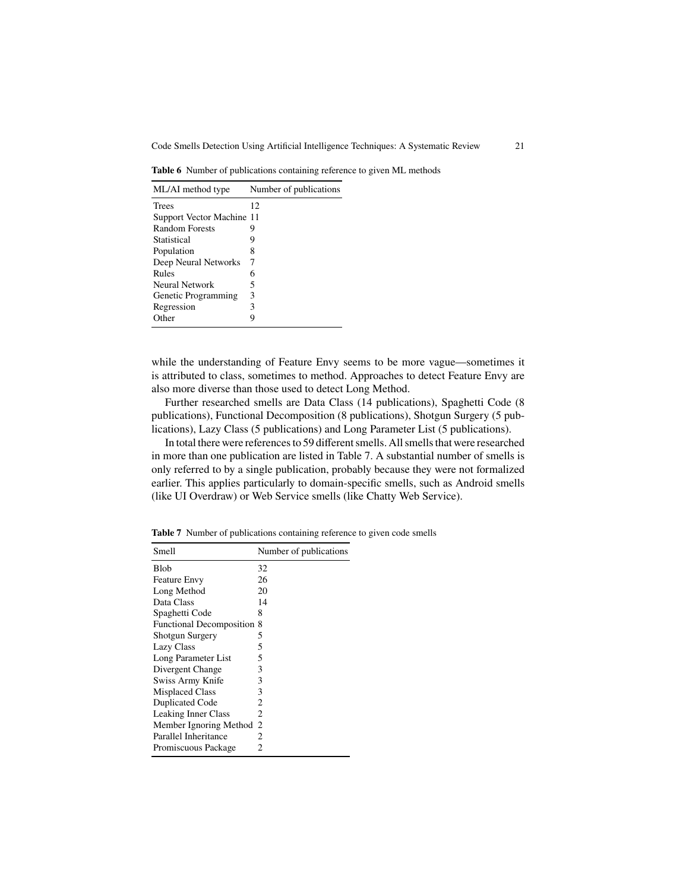**Table 6** Number of publications containing reference to given ML methods

| ML/AI method type | Number of publications |
|---|---|
| Trees | 12 |
| Support Vector Machine | 11 |
| Random Forests | 9 |
| Statistical | 9 |
| Population | 8 |
| Deep Neural Networks | 7 |
| Rules | 6 |
| Neural Network | 5 |
| Genetic Programming | 3 |
| Regression | 3 |
| Other | 9 |

while the understanding of Feature Envy seems to be more vague—sometimes it is attributed to class, sometimes to method. Approaches to detect Feature Envy are also more diverse than those used to detect Long Method.

Further researched smells are Data Class (14 publications), Spaghetti Code (8 publications), Functional Decomposition (8 publications), Shotgun Surgery (5 publications), Lazy Class (5 publications) and Long Parameter List (5 publications).

In total there were references to 59 different smells. All smells that were researched in more than one publication are listed in Table 7. A substantial number of smells is only referred to by a single publication, probably because they were not formalized earlier. This applies particularly to domain-specific smells, such as Android smells (like UI Overdraw) or Web Service smells (like Chatty Web Service).

**Table 7** Number of publications containing reference to given code smells

| Smell | Number of publications |
|---|---|
| Blob | 32 |
| Feature Envy | 26 |
| Long Method | 20 |
| Data Class | 14 |
| Spaghetti Code | 8 |
| Functional Decomposition | 8 |
| Shotgun Surgery | 5 |
| Lazy Class | 5 |
| Long Parameter List | 5 |
| Divergent Change | 3 |
| Swiss Army Knife | 3 |
| Misplaced Class | 3 |
| Duplicated Code | 2 |
| Leaking Inner Class | 2 |
| Member Ignoring Method | 2 |
| Parallel Inheritance | 2 |
| Promiscuous Package | 2 |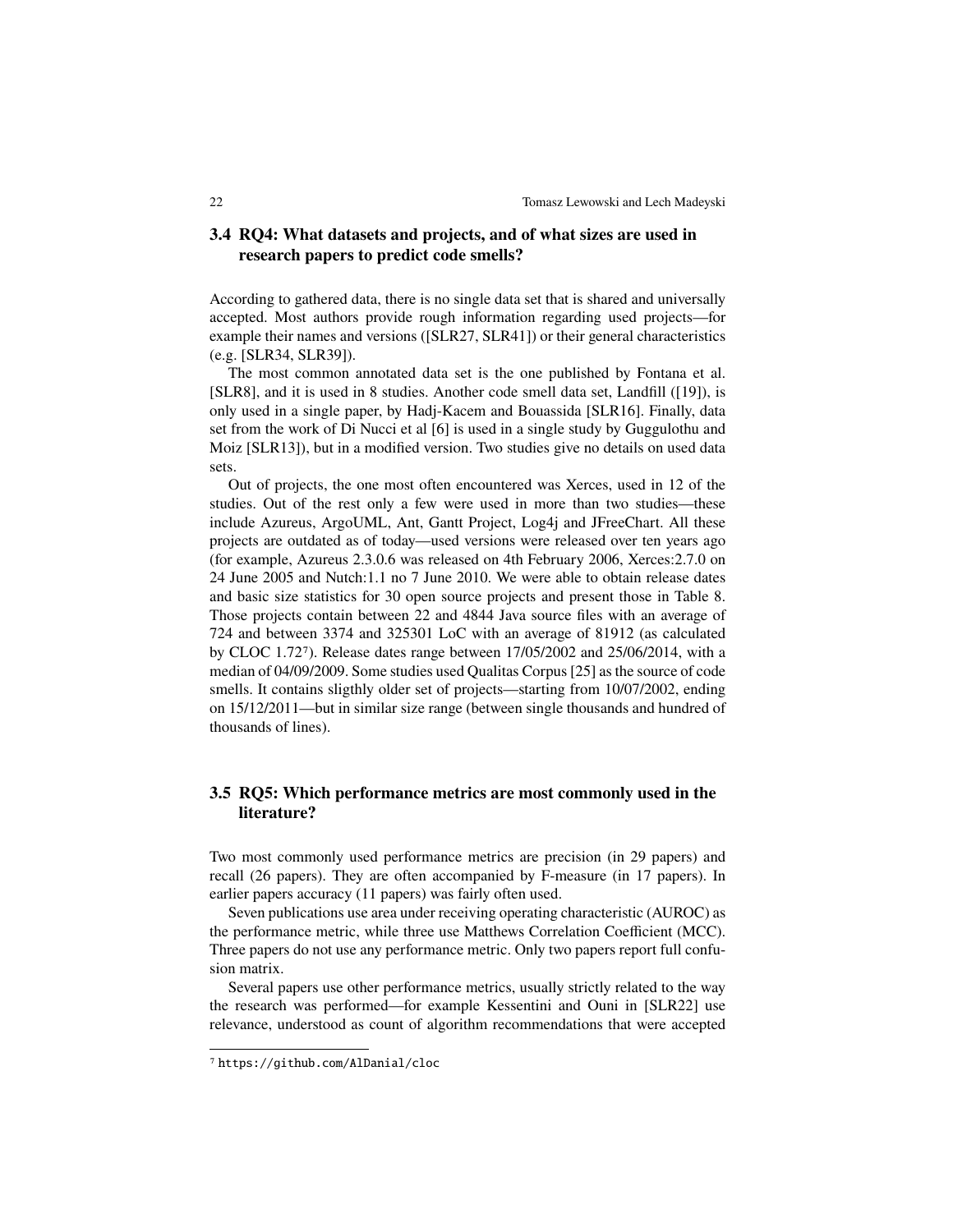### 3.4 RQ4: What datasets and projects, and of what sizes are used in research papers to predict code smells?

According to gathered data, there is no single data set that is shared and universally accepted. Most authors provide rough information regarding used projects—for example their names and versions ([SLR27, SLR41]) or their general characteristics (e.g. [SLR34, SLR39]).

The most common annotated data set is the one published by Fontana et al. [SLR8], and it is used in 8 studies. Another code smell data set, Landfill ([19]), is only used in a single paper, by Hadj-Kacem and Bouassida [SLR16]. Finally, data set from the work of Di Nucci et al [6] is used in a single study by Guggulothu and Moiz [SLR13]), but in a modified version. Two studies give no details on used data sets.

Out of projects, the one most often encountered was Xerces, used in 12 of the studies. Out of the rest only a few were used in more than two studies—these include Azureus, ArgoUML, Ant, Gantt Project, Log4j and JFreeChart. All these projects are outdated as of today—used versions were released over ten years ago (for example, Azureus 2.3.0.6 was released on 4th February 2006, Xerces:2.7.0 on 24 June 2005 and Nutch:1.1 no 7 June 2010. We were able to obtain release dates and basic size statistics for 30 open source projects and present those in Table 8. Those projects contain between 22 and 4844 Java source files with an average of 724 and between 3374 and 325301 LoC with an average of 81912 (as calculated by CLOC 1.72[7]). Release dates range between 17/05/2002 and 25/06/2014, with a median of 04/09/2009. Some studies used Qualitas Corpus [25] as the source of code smells. It contains sligthly older set of projects—starting from 10/07/2002, ending on 15/12/2011—but in similar size range (between single thousands and hundred of thousands of lines).

### 3.5 RQ5: Which performance metrics are most commonly used in the literature?

Two most commonly used performance metrics are precision (in 29 papers) and recall (26 papers). They are often accompanied by F-measure (in 17 papers). In earlier papers accuracy (11 papers) was fairly often used.

Seven publications use area under receiving operating characteristic (AUROC) as the performance metric, while three use Matthews Correlation Coefficient (MCC). Three papers do not use any performance metric. Only two papers report full confusion matrix.

Several papers use other performance metrics, usually strictly related to the way the research was performed—for example Kessentini and Ouni in [SLR22] use relevance, understood as count of algorithm recommendations that were accepted

[7] https://github.com/AlDanial/cloc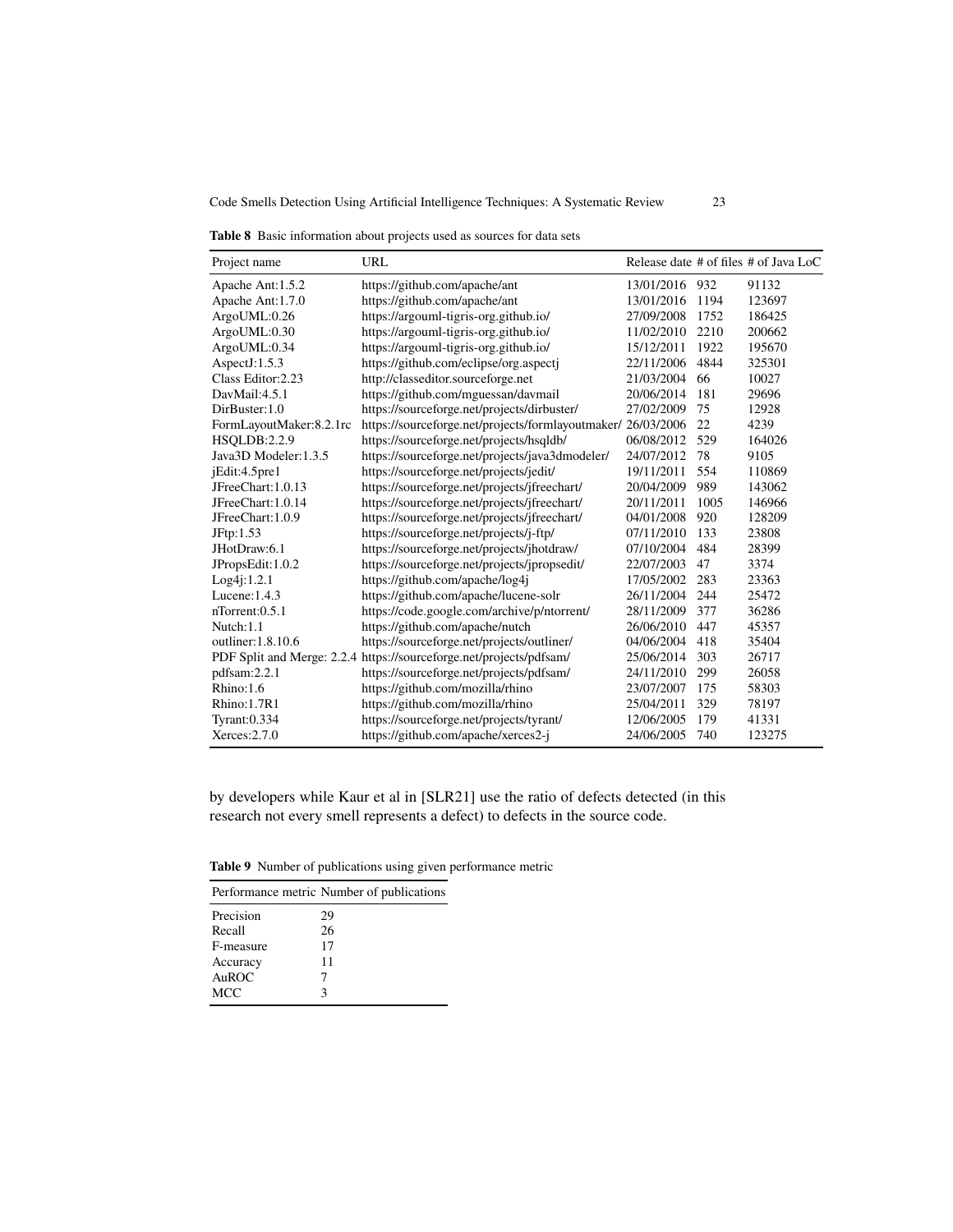**Table 8** Basic information about projects used as sources for data sets

| Project name | URL | Release date | # of files | # of Java LoC |
|---|---|---|---|---|
| Apache Ant:1.5.2 | https://github.com/apache/ant | 13/01/2016 | 932 | 91132 |
| Apache Ant:1.7.0 | https://github.com/apache/ant | 13/01/2016 | 1194 | 123697 |
| ArgoUML:0.26 | https://argouml-tigris-org.github.io/ | 27/09/2008 | 1752 | 186425 |
| ArgoUML:0.30 | https://argouml-tigris-org.github.io/ | 11/02/2010 | 2210 | 200662 |
| ArgoUML:0.34 | https://argouml-tigris-org.github.io/ | 15/12/2011 | 1922 | 195670 |
| AspectJ:1.5.3 | https://github.com/eclipse/org.aspectj | 22/11/2006 | 4844 | 325301 |
| Class Editor:2.23 | http://classeditor.sourceforge.net | 21/03/2004 | 66 | 10027 |
| DavMail:4.5.1 | https://github.com/mguessan/davmail | 20/06/2014 | 181 | 29696 |
| DirBuster:1.0 | https://sourceforge.net/projects/dirbuster/ | 27/02/2009 | 75 | 12928 |
| FormLayoutMaker:8.2.1rc | https://sourceforge.net/projects/formlayoutmaker/ | 26/03/2006 | 22 | 4239 |
| HSQLDB:2.2.9 | https://sourceforge.net/projects/hsqldb/ | 06/08/2012 | 529 | 164026 |
| Java3D Modeler:1.3.5 | https://sourceforge.net/projects/java3dmodeler/ | 24/07/2012 | 78 | 9105 |
| jEdit:4.5pre1 | https://sourceforge.net/projects/jedit/ | 19/11/2011 | 554 | 110869 |
| JFreeChart:1.0.13 | https://sourceforge.net/projects/jfreechart/ | 20/04/2009 | 989 | 143062 |
| JFreeChart:1.0.14 | https://sourceforge.net/projects/jfreechart/ | 20/11/2011 | 1005 | 146966 |
| JFreeChart:1.0.9 | https://sourceforge.net/projects/jfreechart/ | 04/01/2008 | 920 | 128209 |
| JFtp:1.53 | https://sourceforge.net/projects/j-ftp/ | 07/11/2010 | 133 | 23808 |
| JHotDraw:6.1 | https://sourceforge.net/projects/jhotdraw/ | 07/10/2004 | 484 | 28399 |
| JPropsEdit:1.0.2 | https://sourceforge.net/projects/jpropsedit/ | 22/07/2003 | 47 | 3374 |
| Log4j:1.2.1 | https://github.com/apache/log4j | 17/05/2002 | 283 | 23363 |
| Lucene:1.4.3 | https://github.com/apache/lucene-solr | 26/11/2004 | 244 | 25472 |
| nTorrent:0.5.1 | https://code.google.com/archive/p/ntorrent/ | 28/11/2009 | 377 | 36286 |
| Nutch:1.1 | https://github.com/apache/nutch | 26/06/2010 | 447 | 45357 |
| outliner:1.8.10.6 | https://sourceforge.net/projects/outliner/ | 04/06/2004 | 418 | 35404 |
| PDF Split and Merge: 2.2.4 | https://sourceforge.net/projects/pdfsam/ | 25/06/2014 | 303 | 26717 |
| pdfsam:2.2.1 | https://sourceforge.net/projects/pdfsam/ | 24/11/2010 | 299 | 26058 |
| Rhino:1.6 | https://github.com/mozilla/rhino | 23/07/2007 | 175 | 58303 |
| Rhino:1.7R1 | https://github.com/mozilla/rhino | 25/04/2011 | 329 | 78197 |
| Tyrant:0.334 | https://sourceforge.net/projects/tyrant/ | 12/06/2005 | 179 | 41331 |
| Xerces:2.7.0 | https://github.com/apache/xerces2-j | 24/06/2005 | 740 | 123275 |

by developers while Kaur et al in [SLR21] use the ratio of defects detected (in this research not every smell represents a defect) to defects in the source code.

**Table 9** Number of publications using given performance metric

| Performance metric | Number of publications |
|---|---|
| Precision | 29 |
| Recall | 26 |
| F-measure | 17 |
| Accuracy | 11 |
| AuROC | 7 |
| MCC | 3 |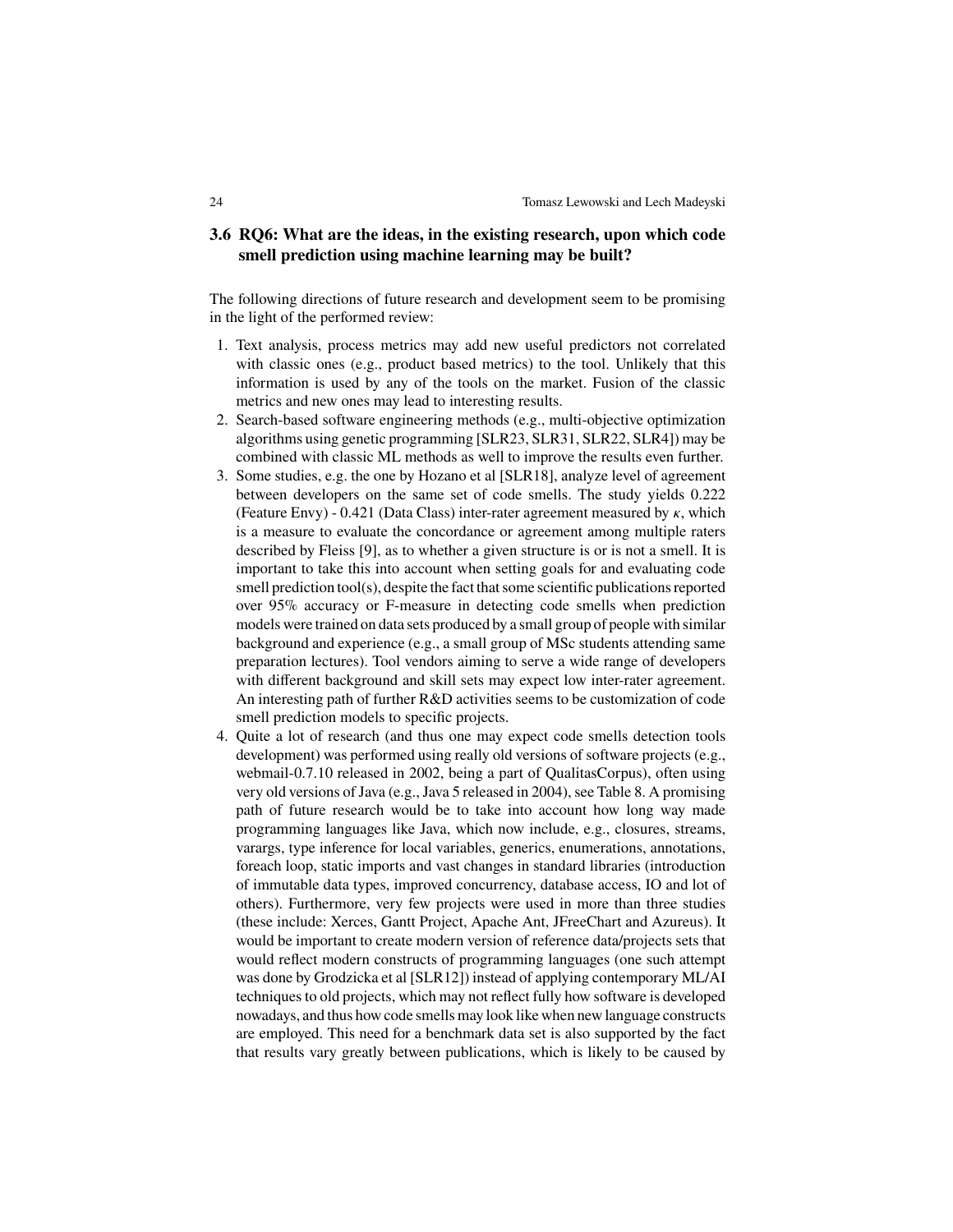### 3.6 RQ6: What are the ideas, in the existing research, upon which code smell prediction using machine learning may be built?

The following directions of future research and development seem to be promising in the light of the performed review:

1. Text analysis, process metrics may add new useful predictors not correlated with classic ones (e.g., product based metrics) to the tool. Unlikely that this information is used by any of the tools on the market. Fusion of the classic metrics and new ones may lead to interesting results.
2. Search-based software engineering methods (e.g., multi-objective optimization algorithms using genetic programming [SLR23, SLR31, SLR22, SLR4]) may be combined with classic ML methods as well to improve the results even further.
3. Some studies, e.g. the one by Hozano et al [SLR18], analyze level of agreement between developers on the same set of code smells. The study yields 0.222 (Feature Envy) - 0.421 (Data Class) inter-rater agreement measured by $\kappa$, which is a measure to evaluate the concordance or agreement among multiple raters described by Fleiss [9], as to whether a given structure is or is not a smell. It is important to take this into account when setting goals for and evaluating code smell prediction tool(s), despite the fact that some scientific publications reported over 95% accuracy or F-measure in detecting code smells when prediction models were trained on data sets produced by a small group of people with similar background and experience (e.g., a small group of MSc students attending same preparation lectures). Tool vendors aiming to serve a wide range of developers with different background and skill sets may expect low inter-rater agreement. An interesting path of further R&D activities seems to be customization of code smell prediction models to specific projects.
4. Quite a lot of research (and thus one may expect code smells detection tools development) was performed using really old versions of software projects (e.g., webmail-0.7.10 released in 2002, being a part of QualitasCorpus), often using very old versions of Java (e.g., Java 5 released in 2004), see Table 8. A promising path of future research would be to take into account how long way made programming languages like Java, which now include, e.g., closures, streams, varargs, type inference for local variables, generics, enumerations, annotations, foreach loop, static imports and vast changes in standard libraries (introduction of immutable data types, improved concurrency, database access, IO and lot of others). Furthermore, very few projects were used in more than three studies (these include: Xerces, Gantt Project, Apache Ant, JFreeChart and Azureus). It would be important to create modern version of reference data/projects sets that would reflect modern constructs of programming languages (one such attempt was done by Grodzicka et al [SLR12]) instead of applying contemporary ML/AI techniques to old projects, which may not reflect fully how software is developed nowadays, and thus how code smells may look like when new language constructs are employed. This need for a benchmark data set is also supported by the fact that results vary greatly between publications, which is likely to be caused by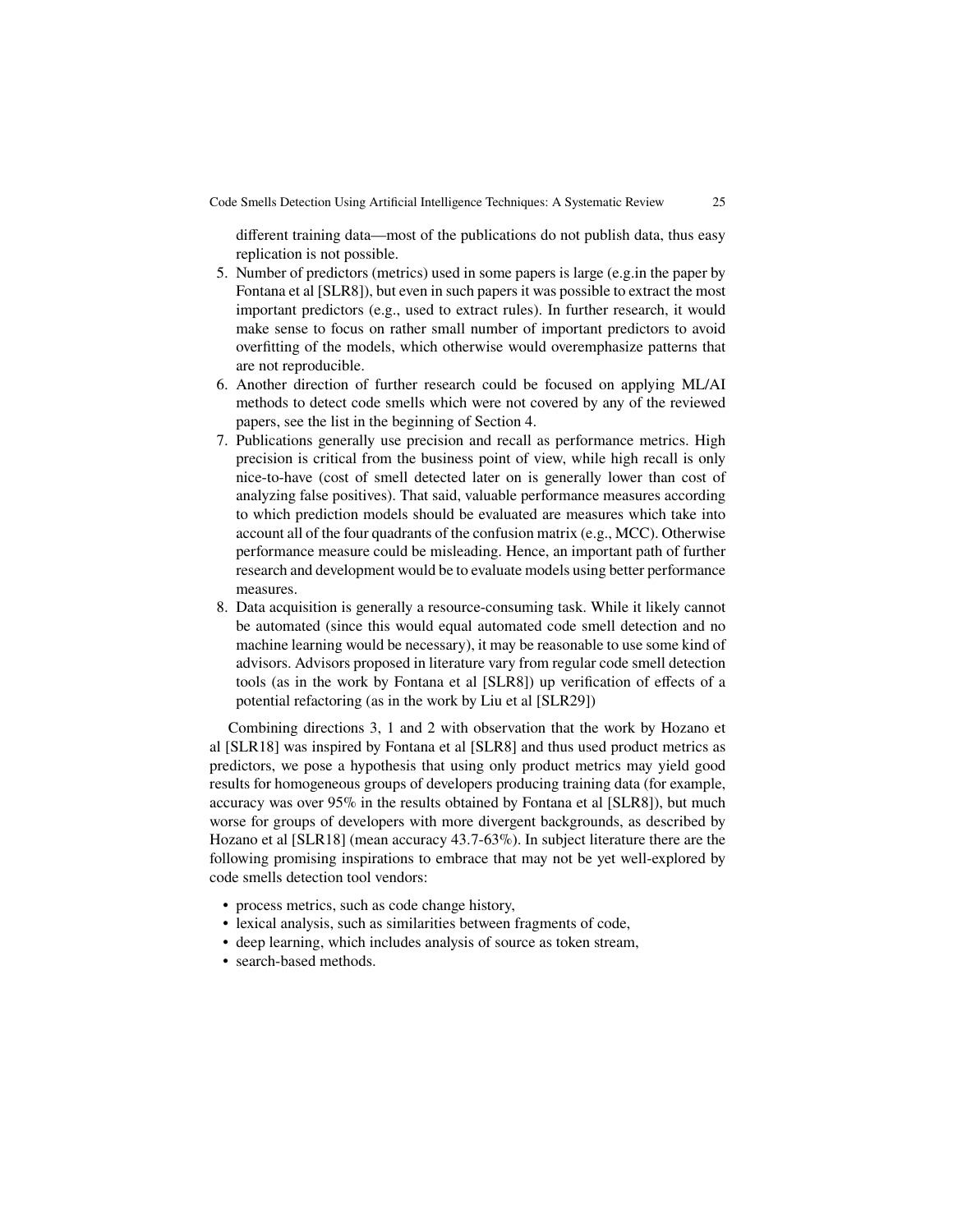different training data—most of the publications do not publish data, thus easy replication is not possible.

5. Number of predictors (metrics) used in some papers is large (e.g.in the paper by Fontana et al [SLR8]), but even in such papers it was possible to extract the most important predictors (e.g., used to extract rules). In further research, it would make sense to focus on rather small number of important predictors to avoid overfitting of the models, which otherwise would overemphasize patterns that are not reproducible.
6. Another direction of further research could be focused on applying ML/AI methods to detect code smells which were not covered by any of the reviewed papers, see the list in the beginning of Section 4.
7. Publications generally use precision and recall as performance metrics. High precision is critical from the business point of view, while high recall is only nice-to-have (cost of smell detected later on is generally lower than cost of analyzing false positives). That said, valuable performance measures according to which prediction models should be evaluated are measures which take into account all of the four quadrants of the confusion matrix (e.g., MCC). Otherwise performance measure could be misleading. Hence, an important path of further research and development would be to evaluate models using better performance measures.
8. Data acquisition is generally a resource-consuming task. While it likely cannot be automated (since this would equal automated code smell detection and no machine learning would be necessary), it may be reasonable to use some kind of advisors. Advisors proposed in literature vary from regular code smell detection tools (as in the work by Fontana et al [SLR8]) up verification of effects of a potential refactoring (as in the work by Liu et al [SLR29])

Combining directions 3, 1 and 2 with observation that the work by Hozano et al [SLR18] was inspired by Fontana et al [SLR8] and thus used product metrics as predictors, we pose a hypothesis that using only product metrics may yield good results for homogeneous groups of developers producing training data (for example, accuracy was over 95% in the results obtained by Fontana et al [SLR8]), but much worse for groups of developers with more divergent backgrounds, as described by Hozano et al [SLR18] (mean accuracy 43.7-63%). In subject literature there are the following promising inspirations to embrace that may not be yet well-explored by code smells detection tool vendors:

- process metrics, such as code change history,
- lexical analysis, such as similarities between fragments of code,
- deep learning, which includes analysis of source as token stream,
- search-based methods.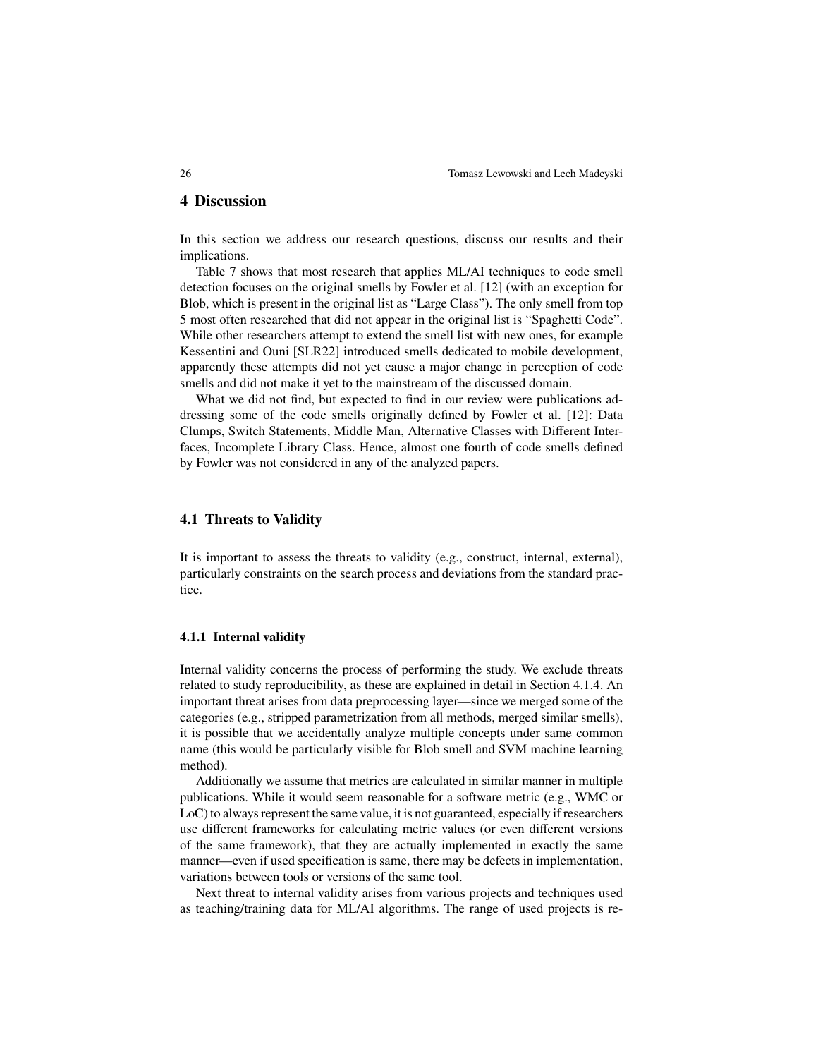# 4 Discussion

In this section we address our research questions, discuss our results and their implications.

Table 7 shows that most research that applies ML/AI techniques to code smell detection focuses on the original smells by Fowler et al. [12] (with an exception for Blob, which is present in the original list as "Large Class"). The only smell from top 5 most often researched that did not appear in the original list is "Spaghetti Code". While other researchers attempt to extend the smell list with new ones, for example Kessentini and Ouni [SLR22] introduced smells dedicated to mobile development, apparently these attempts did not yet cause a major change in perception of code smells and did not make it yet to the mainstream of the discussed domain.

What we did not find, but expected to find in our review were publications addressing some of the code smells originally defined by Fowler et al. [12]: Data Clumps, Switch Statements, Middle Man, Alternative Classes with Different Interfaces, Incomplete Library Class. Hence, almost one fourth of code smells defined by Fowler was not considered in any of the analyzed papers.

## 4.1 Threats to Validity

It is important to assess the threats to validity (e.g., construct, internal, external), particularly constraints on the search process and deviations from the standard practice.

### 4.1.1 Internal validity

Internal validity concerns the process of performing the study. We exclude threats related to study reproducibility, as these are explained in detail in Section 4.1.4. An important threat arises from data preprocessing layer—since we merged some of the categories (e.g., stripped parametrization from all methods, merged similar smells), it is possible that we accidentally analyze multiple concepts under same common name (this would be particularly visible for Blob smell and SVM machine learning method).

Additionally we assume that metrics are calculated in similar manner in multiple publications. While it would seem reasonable for a software metric (e.g., WMC or LoC) to always represent the same value, it is not guaranteed, especially if researchers use different frameworks for calculating metric values (or even different versions of the same framework), that they are actually implemented in exactly the same manner—even if used specification is same, there may be defects in implementation, variations between tools or versions of the same tool.

Next threat to internal validity arises from various projects and techniques used as teaching/training data for ML/AI algorithms. The range of used projects is re-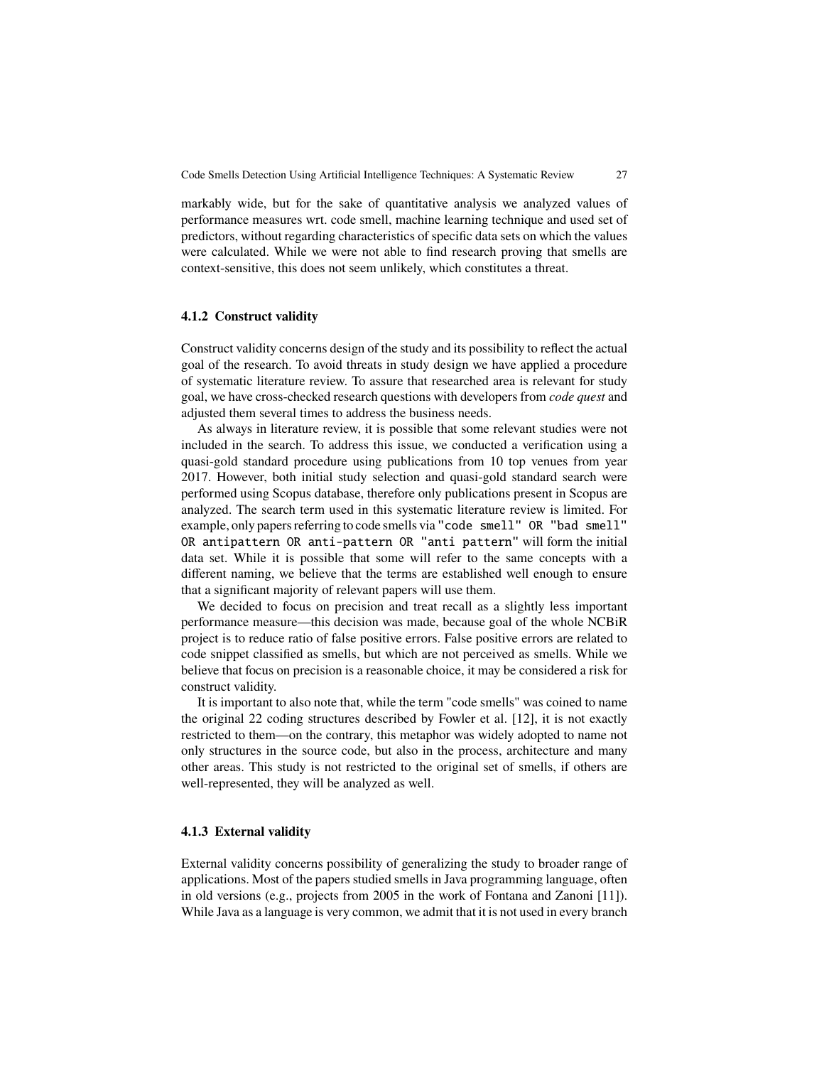markably wide, but for the sake of quantitative analysis we analyzed values of performance measures wrt. code smell, machine learning technique and used set of predictors, without regarding characteristics of specific data sets on which the values were calculated. While we were not able to find research proving that smells are context-sensitive, this does not seem unlikely, which constitutes a threat.

#### 4.1.2 Construct validity

Construct validity concerns design of the study and its possibility to reflect the actual goal of the research. To avoid threats in study design we have applied a procedure of systematic literature review. To assure that researched area is relevant for study goal, we have cross-checked research questions with developers from *code quest* and adjusted them several times to address the business needs.

As always in literature review, it is possible that some relevant studies were not included in the search. To address this issue, we conducted a verification using a quasi-gold standard procedure using publications from 10 top venues from year 2017. However, both initial study selection and quasi-gold standard search were performed using Scopus database, therefore only publications present in Scopus are analyzed. The search term used in this systematic literature review is limited. For example, only papers referring to code smells via `"code smell" OR "bad smell" OR antipattern OR anti-pattern OR "anti pattern"` will form the initial data set. While it is possible that some will refer to the same concepts with a different naming, we believe that the terms are established well enough to ensure that a significant majority of relevant papers will use them.

We decided to focus on precision and treat recall as a slightly less important performance measure—this decision was made, because goal of the whole NCBiR project is to reduce ratio of false positive errors. False positive errors are related to code snippet classified as smells, but which are not perceived as smells. While we believe that focus on precision is a reasonable choice, it may be considered a risk for construct validity.

It is important to also note that, while the term "code smells" was coined to name the original 22 coding structures described by Fowler et al. [12], it is not exactly restricted to them—on the contrary, this metaphor was widely adopted to name not only structures in the source code, but also in the process, architecture and many other areas. This study is not restricted to the original set of smells, if others are well-represented, they will be analyzed as well.

#### 4.1.3 External validity

External validity concerns possibility of generalizing the study to broader range of applications. Most of the papers studied smells in Java programming language, often in old versions (e.g., projects from 2005 in the work of Fontana and Zanoni [11]). While Java as a language is very common, we admit that it is not used in every branch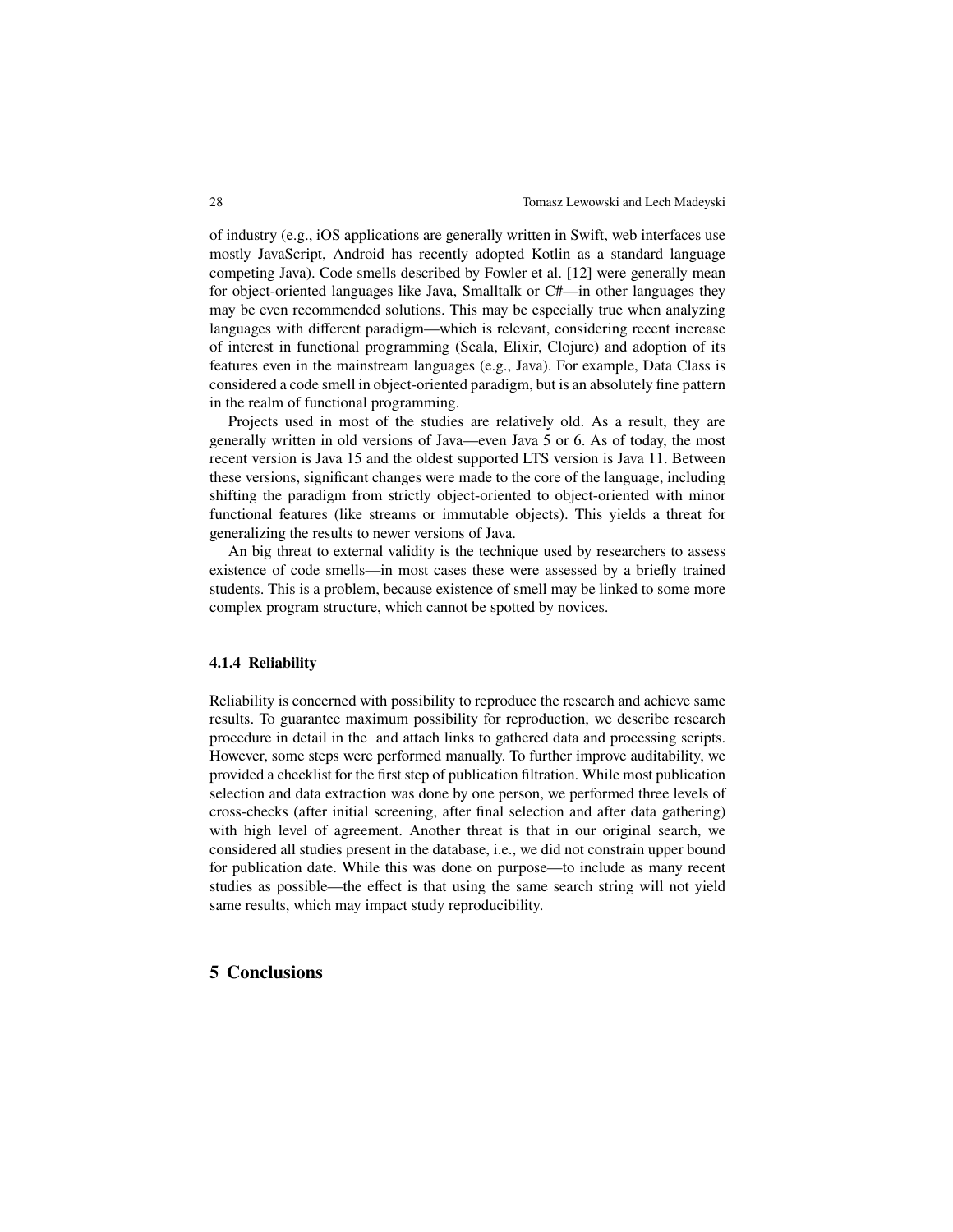of industry (e.g., iOS applications are generally written in Swift, web interfaces use mostly JavaScript, Android has recently adopted Kotlin as a standard language competing Java). Code smells described by Fowler et al. [12] were generally mean for object-oriented languages like Java, Smalltalk or C#—in other languages they may be even recommended solutions. This may be especially true when analyzing languages with different paradigm—which is relevant, considering recent increase of interest in functional programming (Scala, Elixir, Clojure) and adoption of its features even in the mainstream languages (e.g., Java). For example, Data Class is considered a code smell in object-oriented paradigm, but is an absolutely fine pattern in the realm of functional programming.

Projects used in most of the studies are relatively old. As a result, they are generally written in old versions of Java—even Java 5 or 6. As of today, the most recent version is Java 15 and the oldest supported LTS version is Java 11. Between these versions, significant changes were made to the core of the language, including shifting the paradigm from strictly object-oriented to object-oriented with minor functional features (like streams or immutable objects). This yields a threat for generalizing the results to newer versions of Java.

An big threat to external validity is the technique used by researchers to assess existence of code smells—in most cases these were assessed by a briefly trained students. This is a problem, because existence of smell may be linked to some more complex program structure, which cannot be spotted by novices.

#### 4.1.4 Reliability

Reliability is concerned with possibility to reproduce the research and achieve same results. To guarantee maximum possibility for reproduction, we describe research procedure in detail in the  and attach links to gathered data and processing scripts. However, some steps were performed manually. To further improve auditability, we provided a checklist for the first step of publication filtration. While most publication selection and data extraction was done by one person, we performed three levels of cross-checks (after initial screening, after final selection and after data gathering) with high level of agreement. Another threat is that in our original search, we considered all studies present in the database, i.e., we did not constrain upper bound for publication date. While this was done on purpose—to include as many recent studies as possible—the effect is that using the same search string will not yield same results, which may impact study reproducibility.

## 5 Conclusions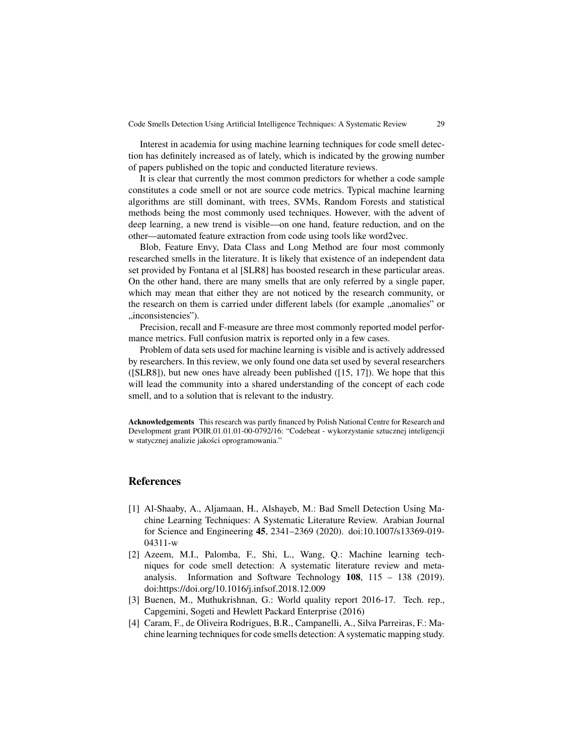Interest in academia for using machine learning techniques for code smell detection has definitely increased as of lately, which is indicated by the growing number of papers published on the topic and conducted literature reviews.

It is clear that currently the most common predictors for whether a code sample constitutes a code smell or not are source code metrics. Typical machine learning algorithms are still dominant, with trees, SVMs, Random Forests and statistical methods being the most commonly used techniques. However, with the advent of deep learning, a new trend is visible—on one hand, feature reduction, and on the other—automated feature extraction from code using tools like word2vec.

Blob, Feature Envy, Data Class and Long Method are four most commonly researched smells in the literature. It is likely that existence of an independent data set provided by Fontana et al [SLR8] has boosted research in these particular areas. On the other hand, there are many smells that are only referred by a single paper, which may mean that either they are not noticed by the research community, or the research on them is carried under different labels (for example „anomalies" or „inconsistencies").

Precision, recall and F-measure are three most commonly reported model performance metrics. Full confusion matrix is reported only in a few cases.

Problem of data sets used for machine learning is visible and is actively addressed by researchers. In this review, we only found one data set used by several researchers ([SLR8]), but new ones have already been published ([15, 17]). We hope that this will lead the community into a shared understanding of the concept of each code smell, and to a solution that is relevant to the industry.

**Acknowledgements** This research was partly financed by Polish National Centre for Research and Development grant POIR.01.01.01-00-0792/16: "Codebeat - wykorzystanie sztucznej inteligencji w statycznej analizie jakości oprogramowania."

## References

[1] Al-Shaaby, A., Aljamaan, H., Alshayeb, M.: Bad Smell Detection Using Machine Learning Techniques: A Systematic Literature Review. Arabian Journal for Science and Engineering **45**, 2341–2369 (2020). doi:10.1007/s13369-019-04311-w

[2] Azeem, M.I., Palomba, F., Shi, L., Wang, Q.: Machine learning techniques for code smell detection: A systematic literature review and meta-analysis. Information and Software Technology **108**, 115 – 138 (2019). doi:https://doi.org/10.1016/j.infsof.2018.12.009

[3] Buenen, M., Muthukrishnan, G.: World quality report 2016-17. Tech. rep., Capgemini, Sogeti and Hewlett Packard Enterprise (2016)

[4] Caram, F., de Oliveira Rodrigues, B.R., Campanelli, A., Silva Parreiras, F.: Machine learning techniques for code smells detection: A systematic mapping study.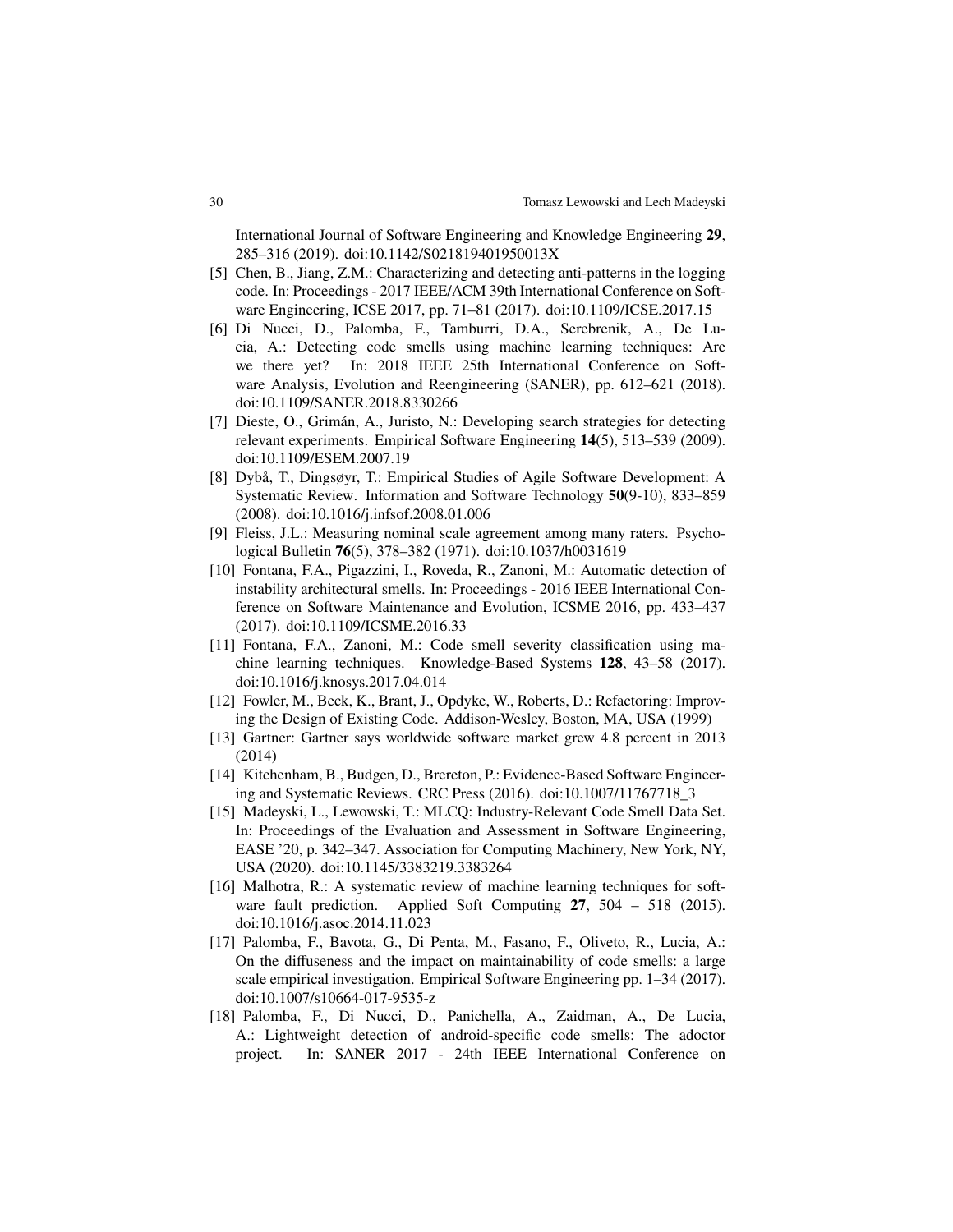International Journal of Software Engineering and Knowledge Engineering **29**, 285–316 (2019). doi:10.1142/S021819401950013X

[5] Chen, B., Jiang, Z.M.: Characterizing and detecting anti-patterns in the logging code. In: Proceedings - 2017 IEEE/ACM 39th International Conference on Software Engineering, ICSE 2017, pp. 71–81 (2017). doi:10.1109/ICSE.2017.15

[6] Di Nucci, D., Palomba, F., Tamburri, D.A., Serebrenik, A., De Lucia, A.: Detecting code smells using machine learning techniques: Are we there yet? In: 2018 IEEE 25th International Conference on Software Analysis, Evolution and Reengineering (SANER), pp. 612–621 (2018). doi:10.1109/SANER.2018.8330266

[7] Dieste, O., Grimán, A., Juristo, N.: Developing search strategies for detecting relevant experiments. Empirical Software Engineering **14**(5), 513–539 (2009). doi:10.1109/ESEM.2007.19

[8] Dybå, T., Dingsøyr, T.: Empirical Studies of Agile Software Development: A Systematic Review. Information and Software Technology **50**(9-10), 833–859 (2008). doi:10.1016/j.infsof.2008.01.006

[9] Fleiss, J.L.: Measuring nominal scale agreement among many raters. Psychological Bulletin **76**(5), 378–382 (1971). doi:10.1037/h0031619

[10] Fontana, F.A., Pigazzini, I., Roveda, R., Zanoni, M.: Automatic detection of instability architectural smells. In: Proceedings - 2016 IEEE International Conference on Software Maintenance and Evolution, ICSME 2016, pp. 433–437 (2017). doi:10.1109/ICSME.2016.33

[11] Fontana, F.A., Zanoni, M.: Code smell severity classification using machine learning techniques. Knowledge-Based Systems **128**, 43–58 (2017). doi:10.1016/j.knosys.2017.04.014

[12] Fowler, M., Beck, K., Brant, J., Opdyke, W., Roberts, D.: Refactoring: Improving the Design of Existing Code. Addison-Wesley, Boston, MA, USA (1999)

[13] Gartner: Gartner says worldwide software market grew 4.8 percent in 2013 (2014)

[14] Kitchenham, B., Budgen, D., Brereton, P.: Evidence-Based Software Engineering and Systematic Reviews. CRC Press (2016). doi:10.1007/11767718_3

[15] Madeyski, L., Lewowski, T.: MLCQ: Industry-Relevant Code Smell Data Set. In: Proceedings of the Evaluation and Assessment in Software Engineering, EASE '20, p. 342–347. Association for Computing Machinery, New York, NY, USA (2020). doi:10.1145/3383219.3383264

[16] Malhotra, R.: A systematic review of machine learning techniques for software fault prediction. Applied Soft Computing **27**, 504 – 518 (2015). doi:10.1016/j.asoc.2014.11.023

[17] Palomba, F., Bavota, G., Di Penta, M., Fasano, F., Oliveto, R., Lucia, A.: On the diffuseness and the impact on maintainability of code smells: a large scale empirical investigation. Empirical Software Engineering pp. 1–34 (2017). doi:10.1007/s10664-017-9535-z

[18] Palomba, F., Di Nucci, D., Panichella, A., Zaidman, A., De Lucia, A.: Lightweight detection of android-specific code smells: The adoctor project. In: SANER 2017 - 24th IEEE International Conference on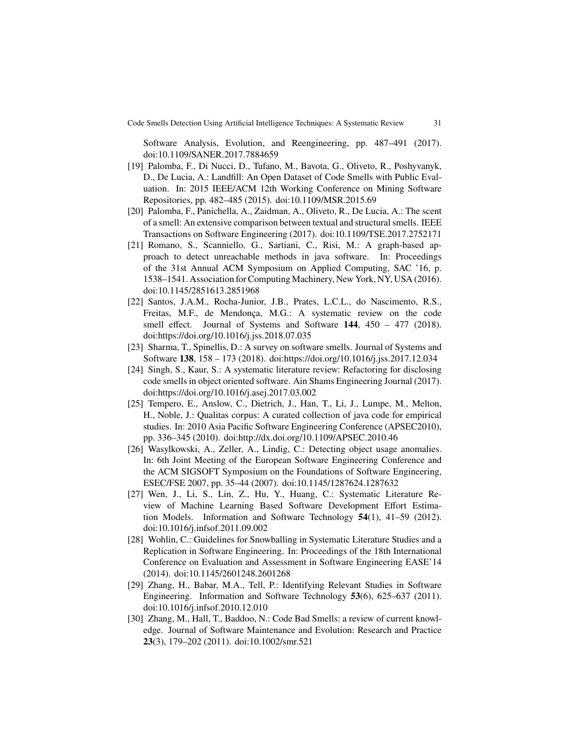Software Analysis, Evolution, and Reengineering, pp. 487–491 (2017). doi:10.1109/SANER.2017.7884659

[19] Palomba, F., Di Nucci, D., Tufano, M., Bavota, G., Oliveto, R., Poshyvanyk, D., De Lucia, A.: Landfill: An Open Dataset of Code Smells with Public Evaluation. In: 2015 IEEE/ACM 12th Working Conference on Mining Software Repositories, pp. 482–485 (2015). doi:10.1109/MSR.2015.69

[20] Palomba, F., Panichella, A., Zaidman, A., Oliveto, R., De Lucia, A.: The scent of a smell: An extensive comparison between textual and structural smells. IEEE Transactions on Software Engineering (2017). doi:10.1109/TSE.2017.2752171

[21] Romano, S., Scanniello, G., Sartiani, C., Risi, M.: A graph-based approach to detect unreachable methods in java software. In: Proceedings of the 31st Annual ACM Symposium on Applied Computing, SAC '16, p. 1538–1541. Association for Computing Machinery, New York, NY, USA (2016). doi:10.1145/2851613.2851968

[22] Santos, J.A.M., Rocha-Junior, J.B., Prates, L.C.L., do Nascimento, R.S., Freitas, M.F., de Mendonça, M.G.: A systematic review on the code smell effect. Journal of Systems and Software **144**, 450 – 477 (2018). doi:https://doi.org/10.1016/j.jss.2018.07.035

[23] Sharma, T., Spinellis, D.: A survey on software smells. Journal of Systems and Software **138**, 158 – 173 (2018). doi:https://doi.org/10.1016/j.jss.2017.12.034

[24] Singh, S., Kaur, S.: A systematic literature review: Refactoring for disclosing code smells in object oriented software. Ain Shams Engineering Journal (2017). doi:https://doi.org/10.1016/j.asej.2017.03.002

[25] Tempero, E., Anslow, C., Dietrich, J., Han, T., Li, J., Lumpe, M., Melton, H., Noble, J.: Qualitas corpus: A curated collection of java code for empirical studies. In: 2010 Asia Pacific Software Engineering Conference (APSEC2010), pp. 336–345 (2010). doi:http://dx.doi.org/10.1109/APSEC.2010.46

[26] Wasylkowski, A., Zeller, A., Lindig, C.: Detecting object usage anomalies. In: 6th Joint Meeting of the European Software Engineering Conference and the ACM SIGSOFT Symposium on the Foundations of Software Engineering, ESEC/FSE 2007, pp. 35–44 (2007). doi:10.1145/1287624.1287632

[27] Wen, J., Li, S., Lin, Z., Hu, Y., Huang, C.: Systematic Literature Review of Machine Learning Based Software Development Effort Estimation Models. Information and Software Technology **54**(1), 41–59 (2012). doi:10.1016/j.infsof.2011.09.002

[28] Wohlin, C.: Guidelines for Snowballing in Systematic Literature Studies and a Replication in Software Engineering. In: Proceedings of the 18th International Conference on Evaluation and Assessment in Software Engineering EASE'14 (2014). doi:10.1145/2601248.2601268

[29] Zhang, H., Babar, M.A., Tell, P.: Identifying Relevant Studies in Software Engineering. Information and Software Technology **53**(6), 625–637 (2011). doi:10.1016/j.infsof.2010.12.010

[30] Zhang, M., Hall, T., Baddoo, N.: Code Bad Smells: a review of current knowledge. Journal of Software Maintenance and Evolution: Research and Practice **23**(3), 179–202 (2011). doi:10.1002/smr.521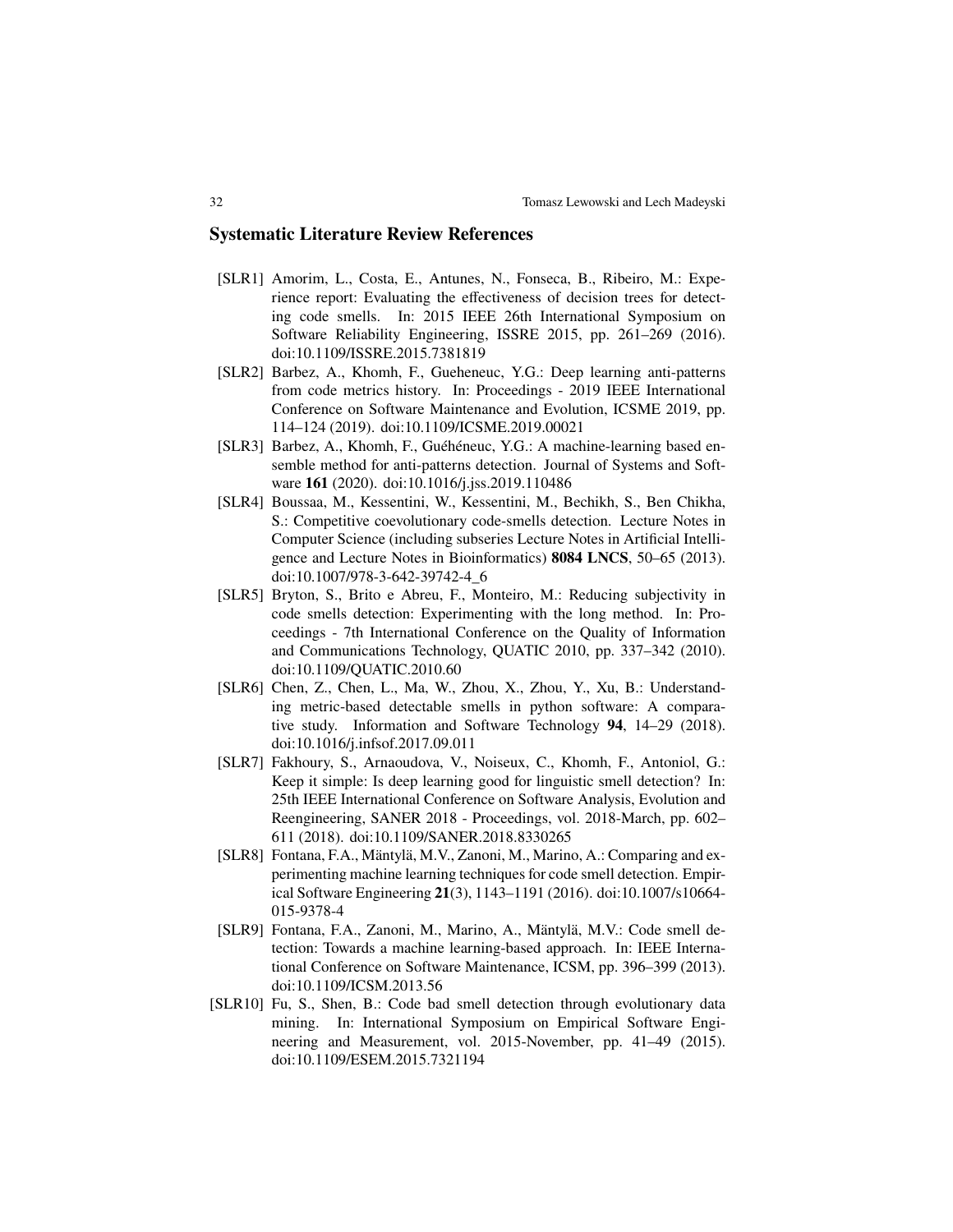## Systematic Literature Review References

[SLR1] Amorim, L., Costa, E., Antunes, N., Fonseca, B., Ribeiro, M.: Experience report: Evaluating the effectiveness of decision trees for detecting code smells. In: 2015 IEEE 26th International Symposium on Software Reliability Engineering, ISSRE 2015, pp. 261–269 (2016). doi:10.1109/ISSRE.2015.7381819

[SLR2] Barbez, A., Khomh, F., Gueheneuc, Y.G.: Deep learning anti-patterns from code metrics history. In: Proceedings - 2019 IEEE International Conference on Software Maintenance and Evolution, ICSME 2019, pp. 114–124 (2019). doi:10.1109/ICSME.2019.00021

[SLR3] Barbez, A., Khomh, F., Guéhéneuc, Y.G.: A machine-learning based ensemble method for anti-patterns detection. Journal of Systems and Software **161** (2020). doi:10.1016/j.jss.2019.110486

[SLR4] Boussaa, M., Kessentini, W., Kessentini, M., Bechikh, S., Ben Chikha, S.: Competitive coevolutionary code-smells detection. Lecture Notes in Computer Science (including subseries Lecture Notes in Artificial Intelligence and Lecture Notes in Bioinformatics) **8084 LNCS**, 50–65 (2013). doi:10.1007/978-3-642-39742-4_6

[SLR5] Bryton, S., Brito e Abreu, F., Monteiro, M.: Reducing subjectivity in code smells detection: Experimenting with the long method. In: Proceedings - 7th International Conference on the Quality of Information and Communications Technology, QUATIC 2010, pp. 337–342 (2010). doi:10.1109/QUATIC.2010.60

[SLR6] Chen, Z., Chen, L., Ma, W., Zhou, X., Zhou, Y., Xu, B.: Understanding metric-based detectable smells in python software: A comparative study. Information and Software Technology **94**, 14–29 (2018). doi:10.1016/j.infsof.2017.09.011

[SLR7] Fakhoury, S., Arnaoudova, V., Noiseux, C., Khomh, F., Antoniol, G.: Keep it simple: Is deep learning good for linguistic smell detection? In: 25th IEEE International Conference on Software Analysis, Evolution and Reengineering, SANER 2018 - Proceedings, vol. 2018-March, pp. 602–611 (2018). doi:10.1109/SANER.2018.8330265

[SLR8] Fontana, F.A., Mäntylä, M.V., Zanoni, M., Marino, A.: Comparing and experimenting machine learning techniques for code smell detection. Empirical Software Engineering **21**(3), 1143–1191 (2016). doi:10.1007/s10664-015-9378-4

[SLR9] Fontana, F.A., Zanoni, M., Marino, A., Mäntylä, M.V.: Code smell detection: Towards a machine learning-based approach. In: IEEE International Conference on Software Maintenance, ICSM, pp. 396–399 (2013). doi:10.1109/ICSM.2013.56

[SLR10] Fu, S., Shen, B.: Code bad smell detection through evolutionary data mining. In: International Symposium on Empirical Software Engineering and Measurement, vol. 2015-November, pp. 41–49 (2015). doi:10.1109/ESEM.2015.7321194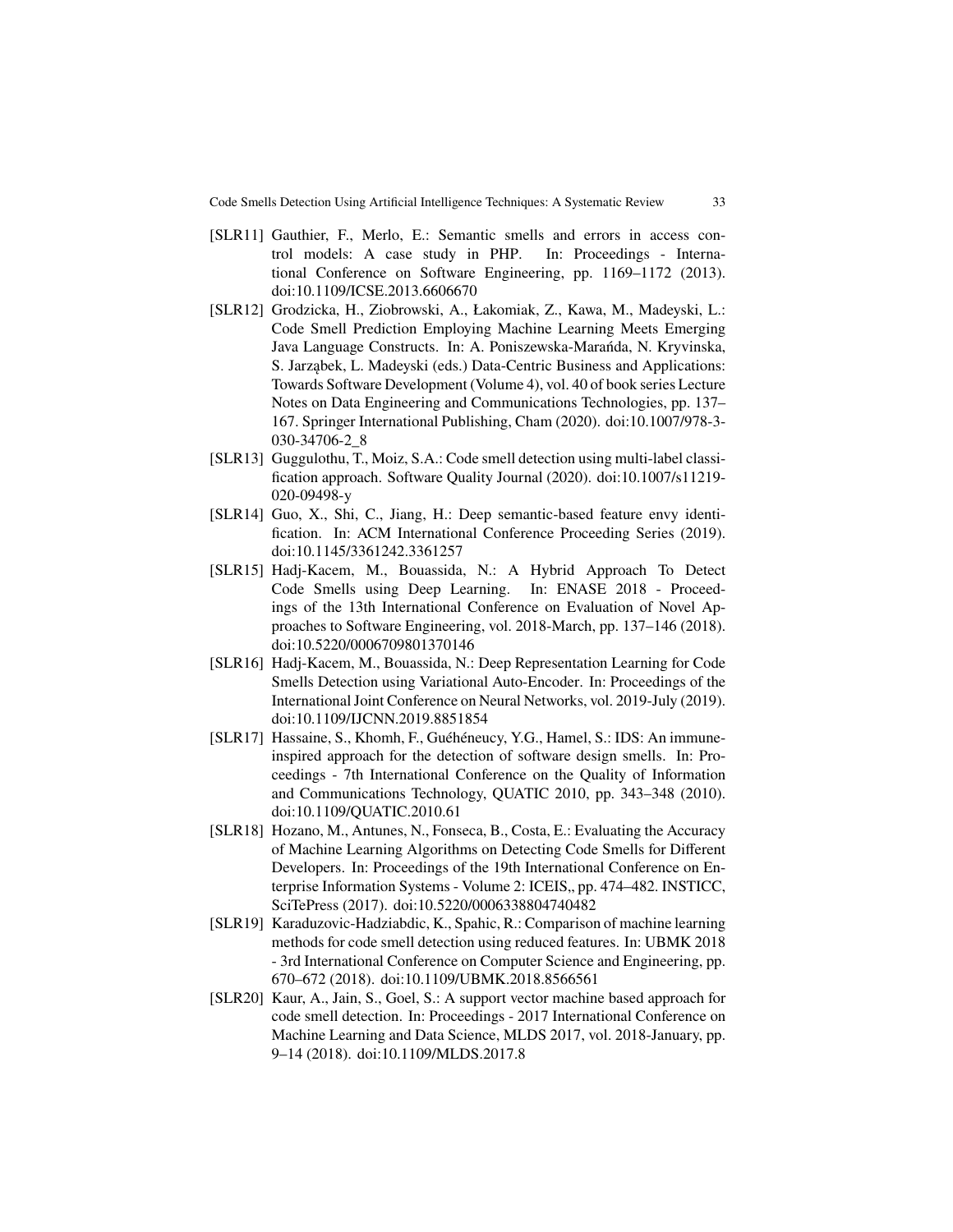[SLR11] Gauthier, F., Merlo, E.: Semantic smells and errors in access control models: A case study in PHP. In: Proceedings - International Conference on Software Engineering, pp. 1169–1172 (2013). doi:10.1109/ICSE.2013.6606670

[SLR12] Grodzicka, H., Ziobrowski, A., Łakomiak, Z., Kawa, M., Madeyski, L.: Code Smell Prediction Employing Machine Learning Meets Emerging Java Language Constructs. In: A. Poniszewska-Marańda, N. Kryvinska, S. Jarząbek, L. Madeyski (eds.) Data-Centric Business and Applications: Towards Software Development (Volume 4), vol. 40 of book series Lecture Notes on Data Engineering and Communications Technologies, pp. 137–167. Springer International Publishing, Cham (2020). doi:10.1007/978-3-030-34706-2_8

[SLR13] Guggulothu, T., Moiz, S.A.: Code smell detection using multi-label classification approach. Software Quality Journal (2020). doi:10.1007/s11219-020-09498-y

[SLR14] Guo, X., Shi, C., Jiang, H.: Deep semantic-based feature envy identification. In: ACM International Conference Proceeding Series (2019). doi:10.1145/3361242.3361257

[SLR15] Hadj-Kacem, M., Bouassida, N.: A Hybrid Approach To Detect Code Smells using Deep Learning. In: ENASE 2018 - Proceedings of the 13th International Conference on Evaluation of Novel Approaches to Software Engineering, vol. 2018-March, pp. 137–146 (2018). doi:10.5220/0006709801370146

[SLR16] Hadj-Kacem, M., Bouassida, N.: Deep Representation Learning for Code Smells Detection using Variational Auto-Encoder. In: Proceedings of the International Joint Conference on Neural Networks, vol. 2019-July (2019). doi:10.1109/IJCNN.2019.8851854

[SLR17] Hassaine, S., Khomh, F., Guéhéneucy, Y.G., Hamel, S.: IDS: An immune-inspired approach for the detection of software design smells. In: Proceedings - 7th International Conference on the Quality of Information and Communications Technology, QUATIC 2010, pp. 343–348 (2010). doi:10.1109/QUATIC.2010.61

[SLR18] Hozano, M., Antunes, N., Fonseca, B., Costa, E.: Evaluating the Accuracy of Machine Learning Algorithms on Detecting Code Smells for Different Developers. In: Proceedings of the 19th International Conference on Enterprise Information Systems - Volume 2: ICEIS,, pp. 474–482. INSTICC, SciTePress (2017). doi:10.5220/0006338804740482

[SLR19] Karaduzovic-Hadziabdic, K., Spahic, R.: Comparison of machine learning methods for code smell detection using reduced features. In: UBMK 2018 - 3rd International Conference on Computer Science and Engineering, pp. 670–672 (2018). doi:10.1109/UBMK.2018.8566561

[SLR20] Kaur, A., Jain, S., Goel, S.: A support vector machine based approach for code smell detection. In: Proceedings - 2017 International Conference on Machine Learning and Data Science, MLDS 2017, vol. 2018-January, pp. 9–14 (2018). doi:10.1109/MLDS.2017.8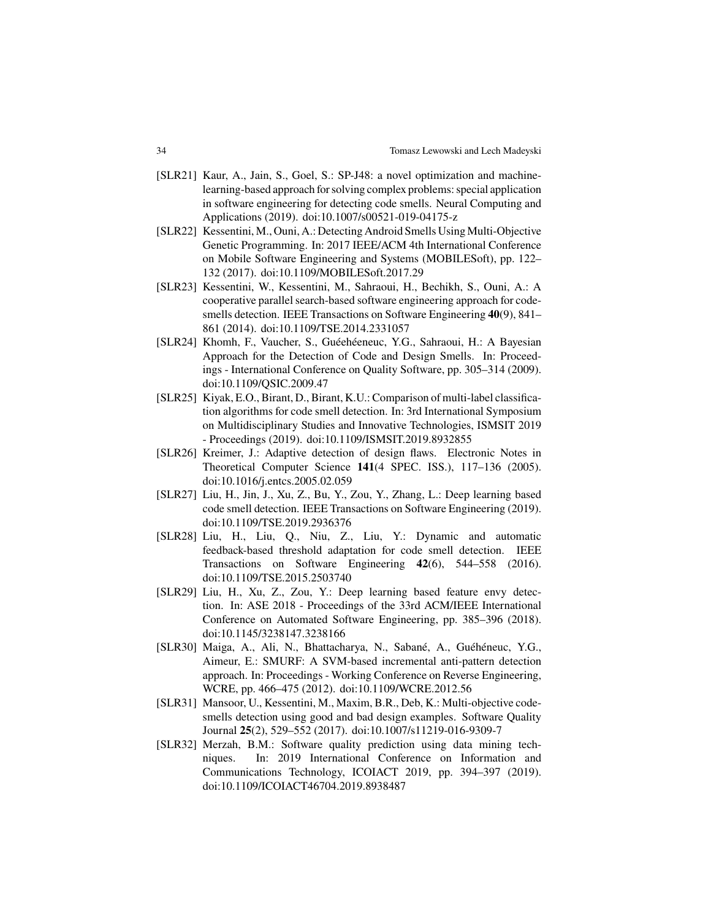[SLR21] Kaur, A., Jain, S., Goel, S.: SP-J48: a novel optimization and machine-learning-based approach for solving complex problems: special application in software engineering for detecting code smells. Neural Computing and Applications (2019). doi:10.1007/s00521-019-04175-z

[SLR22] Kessentini, M., Ouni, A.: Detecting Android Smells Using Multi-Objective Genetic Programming. In: 2017 IEEE/ACM 4th International Conference on Mobile Software Engineering and Systems (MOBILESoft), pp. 122–132 (2017). doi:10.1109/MOBILESoft.2017.29

[SLR23] Kessentini, W., Kessentini, M., Sahraoui, H., Bechikh, S., Ouni, A.: A cooperative parallel search-based software engineering approach for code-smells detection. IEEE Transactions on Software Engineering **40**(9), 841–861 (2014). doi:10.1109/TSE.2014.2331057

[SLR24] Khomh, F., Vaucher, S., Guéehéeneuc, Y.G., Sahraoui, H.: A Bayesian Approach for the Detection of Code and Design Smells. In: Proceedings - International Conference on Quality Software, pp. 305–314 (2009). doi:10.1109/QSIC.2009.47

[SLR25] Kiyak, E.O., Birant, D., Birant, K.U.: Comparison of multi-label classification algorithms for code smell detection. In: 3rd International Symposium on Multidisciplinary Studies and Innovative Technologies, ISMSIT 2019 - Proceedings (2019). doi:10.1109/ISMSIT.2019.8932855

[SLR26] Kreimer, J.: Adaptive detection of design flaws. Electronic Notes in Theoretical Computer Science **141**(4 SPEC. ISS.), 117–136 (2005). doi:10.1016/j.entcs.2005.02.059

[SLR27] Liu, H., Jin, J., Xu, Z., Bu, Y., Zou, Y., Zhang, L.: Deep learning based code smell detection. IEEE Transactions on Software Engineering (2019). doi:10.1109/TSE.2019.2936376

[SLR28] Liu, H., Liu, Q., Niu, Z., Liu, Y.: Dynamic and automatic feedback-based threshold adaptation for code smell detection. IEEE Transactions on Software Engineering **42**(6), 544–558 (2016). doi:10.1109/TSE.2015.2503740

[SLR29] Liu, H., Xu, Z., Zou, Y.: Deep learning based feature envy detection. In: ASE 2018 - Proceedings of the 33rd ACM/IEEE International Conference on Automated Software Engineering, pp. 385–396 (2018). doi:10.1145/3238147.3238166

[SLR30] Maiga, A., Ali, N., Bhattacharya, N., Sabané, A., Guéhéneuc, Y.G., Aimeur, E.: SMURF: A SVM-based incremental anti-pattern detection approach. In: Proceedings - Working Conference on Reverse Engineering, WCRE, pp. 466–475 (2012). doi:10.1109/WCRE.2012.56

[SLR31] Mansoor, U., Kessentini, M., Maxim, B.R., Deb, K.: Multi-objective code-smells detection using good and bad design examples. Software Quality Journal **25**(2), 529–552 (2017). doi:10.1007/s11219-016-9309-7

[SLR32] Merzah, B.M.: Software quality prediction using data mining techniques. In: 2019 International Conference on Information and Communications Technology, ICOIACT 2019, pp. 394–397 (2019). doi:10.1109/ICOIACT46704.2019.8938487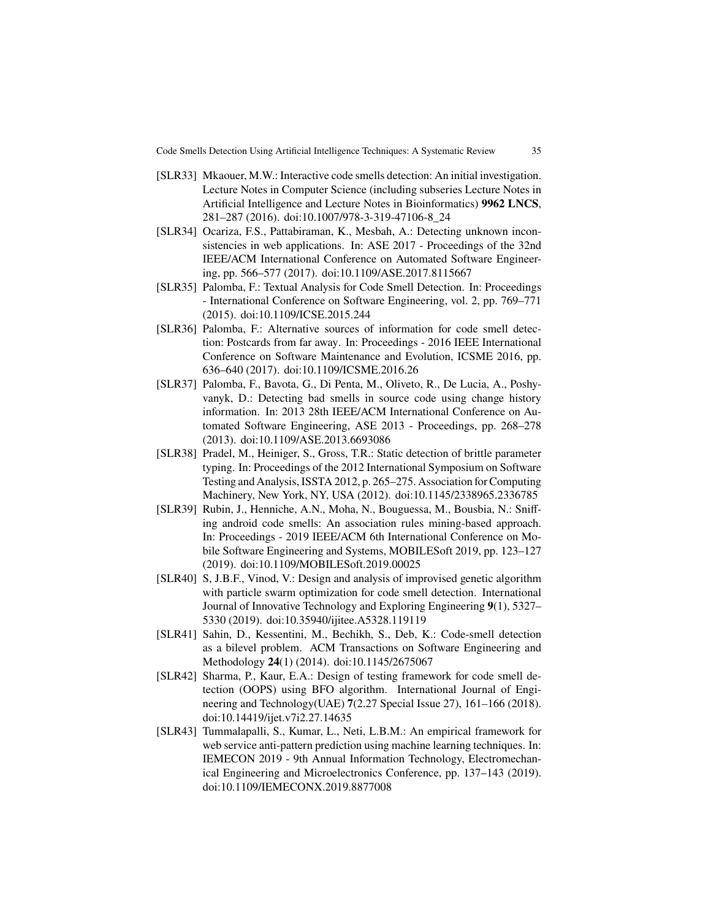- [SLR33] Mkaouer, M.W.: Interactive code smells detection: An initial investigation. Lecture Notes in Computer Science (including subseries Lecture Notes in Artificial Intelligence and Lecture Notes in Bioinformatics) **9962 LNCS**, 281–287 (2016). doi:10.1007/978-3-319-47106-8_24
- [SLR34] Ocariza, F.S., Pattabiraman, K., Mesbah, A.: Detecting unknown inconsistencies in web applications. In: ASE 2017 - Proceedings of the 32nd IEEE/ACM International Conference on Automated Software Engineering, pp. 566–577 (2017). doi:10.1109/ASE.2017.8115667
- [SLR35] Palomba, F.: Textual Analysis for Code Smell Detection. In: Proceedings - International Conference on Software Engineering, vol. 2, pp. 769–771 (2015). doi:10.1109/ICSE.2015.244
- [SLR36] Palomba, F.: Alternative sources of information for code smell detection: Postcards from far away. In: Proceedings - 2016 IEEE International Conference on Software Maintenance and Evolution, ICSME 2016, pp. 636–640 (2017). doi:10.1109/ICSME.2016.26
- [SLR37] Palomba, F., Bavota, G., Di Penta, M., Oliveto, R., De Lucia, A., Poshyvanyk, D.: Detecting bad smells in source code using change history information. In: 2013 28th IEEE/ACM International Conference on Automated Software Engineering, ASE 2013 - Proceedings, pp. 268–278 (2013). doi:10.1109/ASE.2013.6693086
- [SLR38] Pradel, M., Heiniger, S., Gross, T.R.: Static detection of brittle parameter typing. In: Proceedings of the 2012 International Symposium on Software Testing and Analysis, ISSTA 2012, p. 265–275. Association for Computing Machinery, New York, NY, USA (2012). doi:10.1145/2338965.2336785
- [SLR39] Rubin, J., Henniche, A.N., Moha, N., Bouguessa, M., Bousbia, N.: Sniffing android code smells: An association rules mining-based approach. In: Proceedings - 2019 IEEE/ACM 6th International Conference on Mobile Software Engineering and Systems, MOBILESoft 2019, pp. 123–127 (2019). doi:10.1109/MOBILESoft.2019.00025
- [SLR40] S, J.B.F., Vinod, V.: Design and analysis of improvised genetic algorithm with particle swarm optimization for code smell detection. International Journal of Innovative Technology and Exploring Engineering **9**(1), 5327–5330 (2019). doi:10.35940/ijitee.A5328.119119
- [SLR41] Sahin, D., Kessentini, M., Bechikh, S., Deb, K.: Code-smell detection as a bilevel problem. ACM Transactions on Software Engineering and Methodology **24**(1) (2014). doi:10.1145/2675067
- [SLR42] Sharma, P., Kaur, E.A.: Design of testing framework for code smell detection (OOPS) using BFO algorithm. International Journal of Engineering and Technology(UAE) **7**(2.27 Special Issue 27), 161–166 (2018). doi:10.14419/ijet.v7i2.27.14635
- [SLR43] Tummalapalli, S., Kumar, L., Neti, L.B.M.: An empirical framework for web service anti-pattern prediction using machine learning techniques. In: IEMECON 2019 - 9th Annual Information Technology, Electromechanical Engineering and Microelectronics Conference, pp. 137–143 (2019). doi:10.1109/IEMECONX.2019.8877008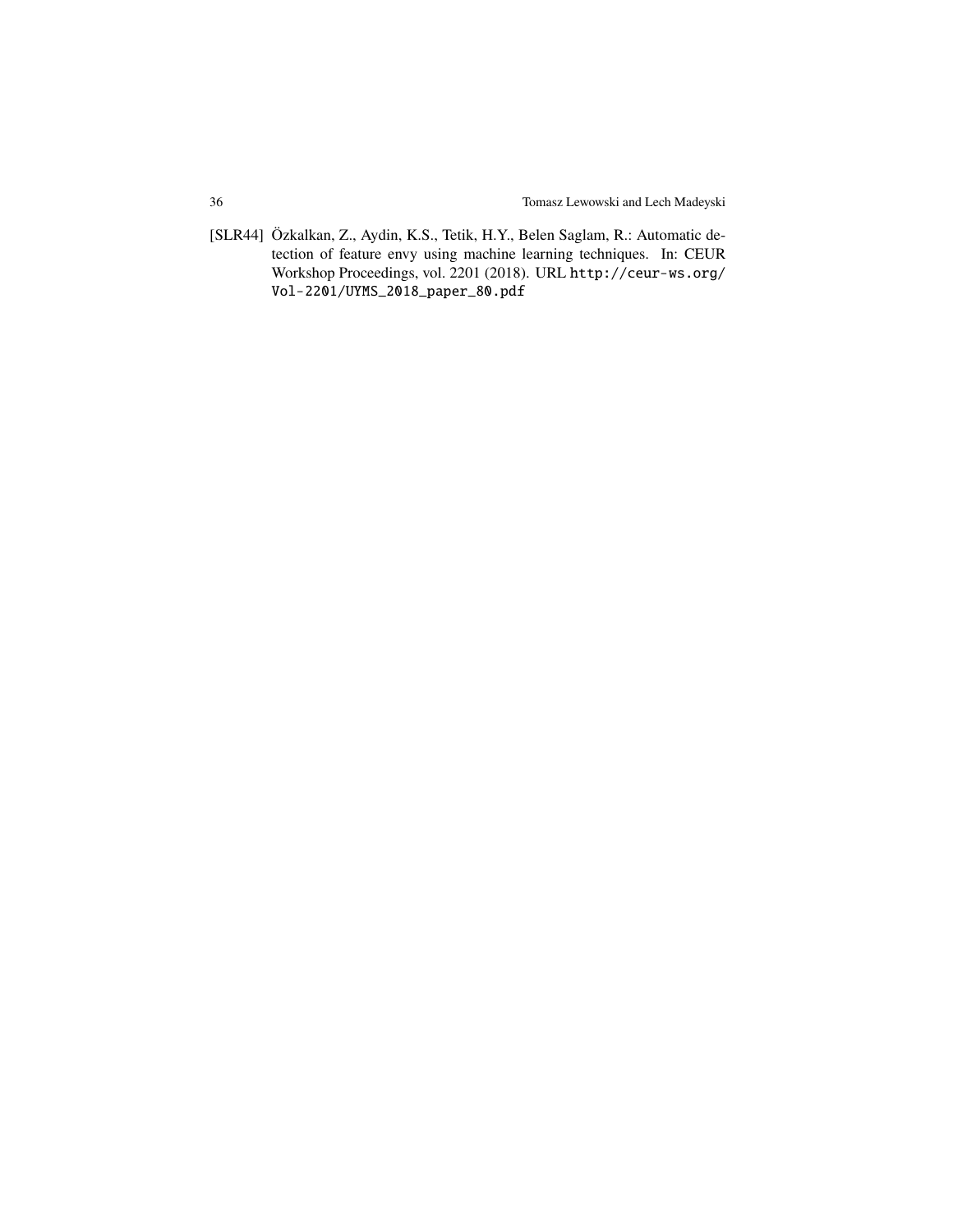[SLR44] Özkalkan, Z., Aydin, K.S., Tetik, H.Y., Belen Saglam, R.: Automatic detection of feature envy using machine learning techniques. In: CEUR Workshop Proceedings, vol. 2201 (2018). URL http://ceur-ws.org/Vol-2201/UYMS_2018_paper_80.pdf